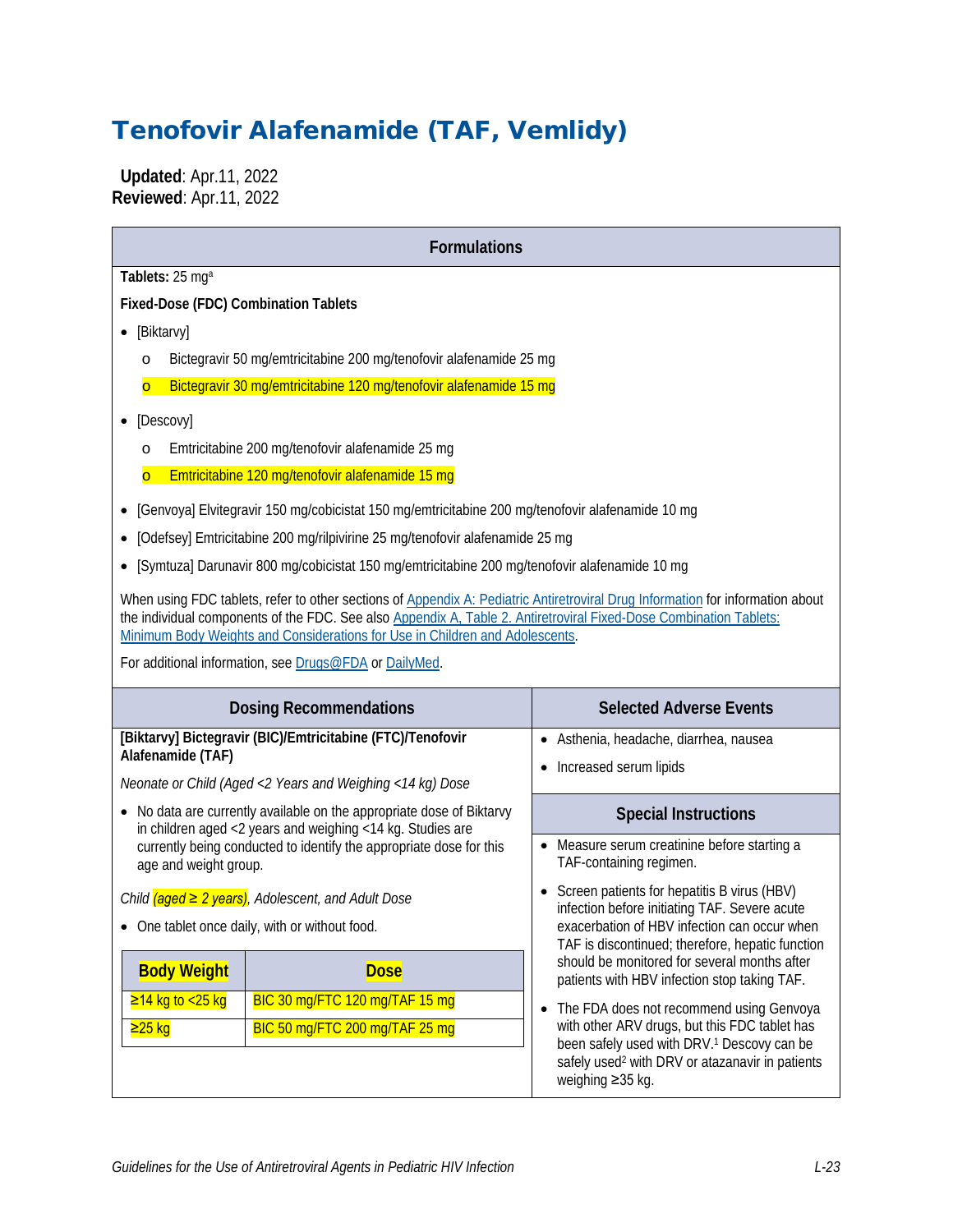# Tenofovir Alafenamide (TAF, Vemlidy)

**Updated**: Apr.11, 2022
**Reviewed**: Apr.11, 2022

## Formulations

**Tablets:** 25 mg[a]

**Fixed-Dose (FDC) Combination Tablets**

- [Biktarvy]
  - Bictegravir 50 mg/emtricitabine 200 mg/tenofovir alafenamide 25 mg
  - Bictegravir 30 mg/emtricitabine 120 mg/tenofovir alafenamide 15 mg
- [Descovy]
  - Emtricitabine 200 mg/tenofovir alafenamide 25 mg
  - Emtricitabine 120 mg/tenofovir alafenamide 15 mg
- [Genvoya] Elvitegravir 150 mg/cobicistat 150 mg/emtricitabine 200 mg/tenofovir alafenamide 10 mg
- [Odefsey] Emtricitabine 200 mg/rilpivirine 25 mg/tenofovir alafenamide 25 mg
- [Symtuza] Darunavir 800 mg/cobicistat 150 mg/emtricitabine 200 mg/tenofovir alafenamide 10 mg

When using FDC tablets, refer to other sections of Appendix A: Pediatric Antiretroviral Drug Information for information about the individual components of the FDC. See also Appendix A, Table 2. Antiretroviral Fixed-Dose Combination Tablets: Minimum Body Weights and Considerations for Use in Children and Adolescents.

For additional information, see Drugs@FDA or DailyMed.

## Dosing Recommendations

**[Biktarvy] Bictegravir (BIC)/Emtricitabine (FTC)/Tenofovir Alafenamide (TAF)**

*Neonate or Child (Aged <2 Years and Weighing <14 kg) Dose*

- No data are currently available on the appropriate dose of Biktarvy in children aged <2 years and weighing <14 kg. Studies are currently being conducted to identify the appropriate dose for this age and weight group.

*Child (aged ≥ 2 years), Adolescent, and Adult Dose*

- One tablet once daily, with or without food.

| Body Weight | Dose |
|---|---|
| ≥14 kg to <25 kg | BIC 30 mg/FTC 120 mg/TAF 15 mg |
| ≥25 kg | BIC 50 mg/FTC 200 mg/TAF 25 mg |

## Selected Adverse Events

- Asthenia, headache, diarrhea, nausea
- Increased serum lipids

## Special Instructions

- Measure serum creatinine before starting a TAF-containing regimen.
- Screen patients for hepatitis B virus (HBV) infection before initiating TAF. Severe acute exacerbation of HBV infection can occur when TAF is discontinued; therefore, hepatic function should be monitored for several months after patients with HBV infection stop taking TAF.
- The FDA does not recommend using Genvoya with other ARV drugs, but this FDC tablet has been safely used with DRV.[1] Descovy can be safely used[2] with DRV or atazanavir in patients weighing ≥35 kg.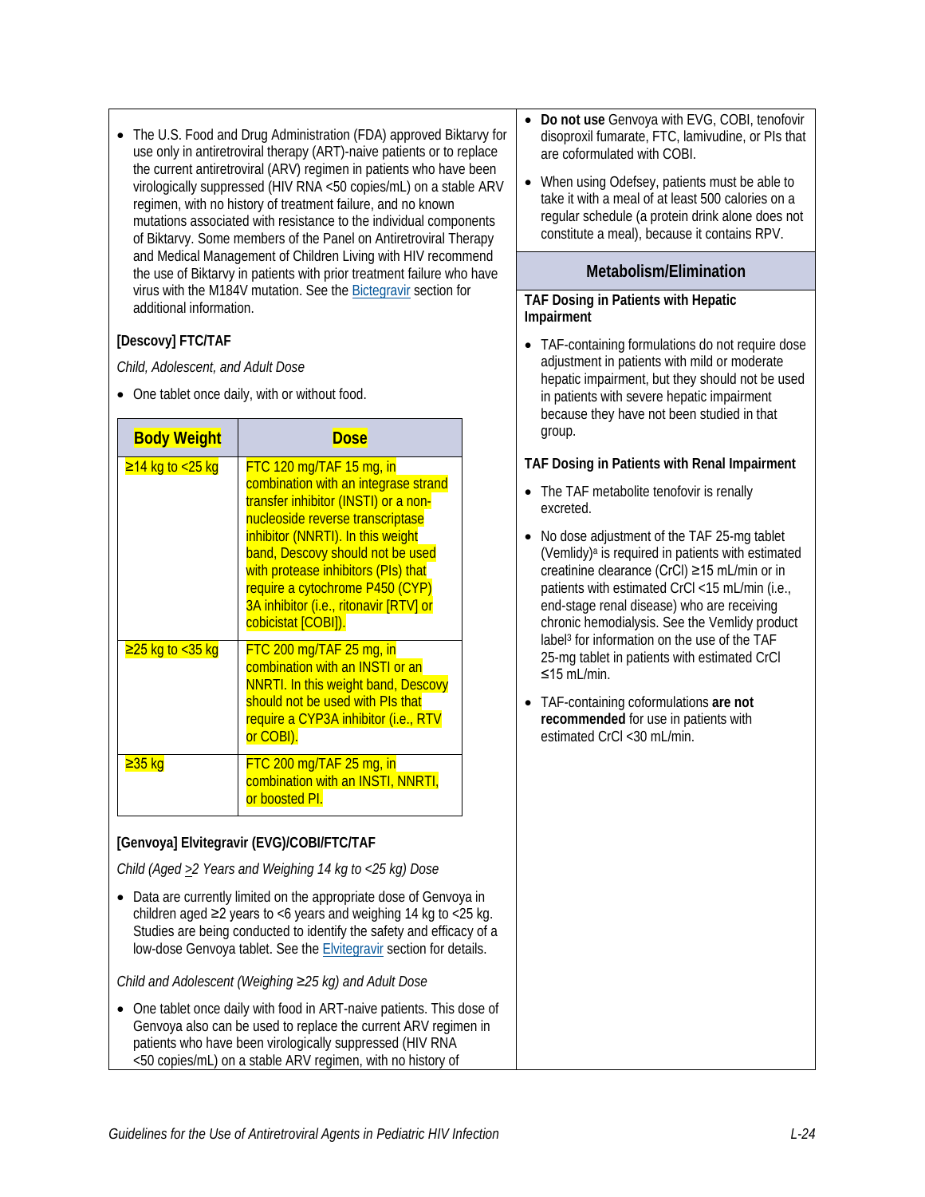- The U.S. Food and Drug Administration (FDA) approved Biktarvy for use only in antiretroviral therapy (ART)-naive patients or to replace the current antiretroviral (ARV) regimen in patients who have been virologically suppressed (HIV RNA <50 copies/mL) on a stable ARV regimen, with no history of treatment failure, and no known mutations associated with resistance to the individual components of Biktarvy. Some members of the Panel on Antiretroviral Therapy and Medical Management of Children Living with HIV recommend the use of Biktarvy in patients with prior treatment failure who have virus with the M184V mutation. See the Bictegravir section for additional information.

**[Descovy] FTC/TAF**

*Child, Adolescent, and Adult Dose*

- One tablet once daily, with or without food.

| Body Weight | Dose |
|---|---|
| ≥14 kg to <25 kg | FTC 120 mg/TAF 15 mg, in combination with an integrase strand transfer inhibitor (INSTI) or a non-nucleoside reverse transcriptase inhibitor (NNRTI). In this weight band, Descovy should not be used with protease inhibitors (PIs) that require a cytochrome P450 (CYP) 3A inhibitor (i.e., ritonavir [RTV] or cobicistat [COBI]). |
| ≥25 kg to <35 kg | FTC 200 mg/TAF 25 mg, in combination with an INSTI or an NNRTI. In this weight band, Descovy should not be used with PIs that require a CYP3A inhibitor (i.e., RTV or COBI). |
| ≥35 kg | FTC 200 mg/TAF 25 mg, in combination with an INSTI, NNRTI, or boosted PI. |

**[Genvoya] Elvitegravir (EVG)/COBI/FTC/TAF**

*Child (Aged ≥2 Years and Weighing 14 kg to <25 kg) Dose*

- Data are currently limited on the appropriate dose of Genvoya in children aged ≥2 years to <6 years and weighing 14 kg to <25 kg. Studies are being conducted to identify the safety and efficacy of a low-dose Genvoya tablet. See the Elvitegravir section for details.

*Child and Adolescent (Weighing ≥25 kg) and Adult Dose*

- One tablet once daily with food in ART-naive patients. This dose of Genvoya also can be used to replace the current ARV regimen in patients who have been virologically suppressed (HIV RNA <50 copies/mL) on a stable ARV regimen, with no history of

- **Do not use** Genvoya with EVG, COBI, tenofovir disoproxil fumarate, FTC, lamivudine, or PIs that are coformulated with COBI.
- When using Odefsey, patients must be able to take it with a meal of at least 500 calories on a regular schedule (a protein drink alone does not constitute a meal), because it contains RPV.

## Metabolism/Elimination

**TAF Dosing in Patients with Hepatic Impairment**

- TAF-containing formulations do not require dose adjustment in patients with mild or moderate hepatic impairment, but they should not be used in patients with severe hepatic impairment because they have not been studied in that group.

**TAF Dosing in Patients with Renal Impairment**

- The TAF metabolite tenofovir is renally excreted.
- No dose adjustment of the TAF 25-mg tablet (Vemlidy)[a] is required in patients with estimated creatinine clearance (CrCl) ≥15 mL/min or in patients with estimated CrCl <15 mL/min (i.e., end-stage renal disease) who are receiving chronic hemodialysis. See the Vemlidy product label[3] for information on the use of the TAF 25-mg tablet in patients with estimated CrCl ≤15 mL/min.
- TAF-containing coformulations **are not recommended** for use in patients with estimated CrCl <30 mL/min.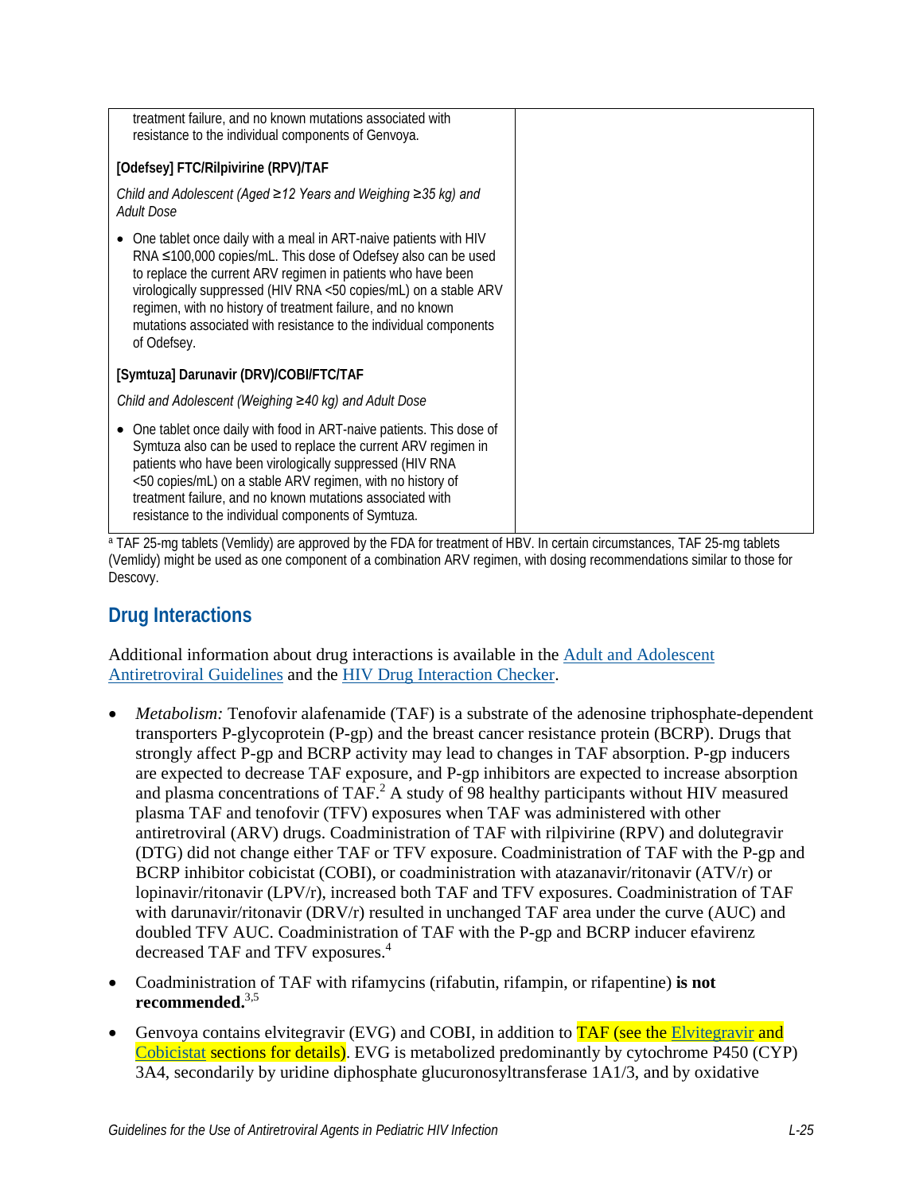| | |
|---|---|
| treatment failure, and no known mutations associated with resistance to the individual components of Genvoya.<br><br>**[Odefsey] FTC/Rilpivirine (RPV)/TAF**<br><br>*Child and Adolescent (Aged ≥12 Years and Weighing ≥35 kg) and Adult Dose*<br><br>• One tablet once daily with a meal in ART-naive patients with HIV RNA ≤100,000 copies/mL. This dose of Odefsey also can be used to replace the current ARV regimen in patients who have been virologically suppressed (HIV RNA <50 copies/mL) on a stable ARV regimen, with no history of treatment failure, and no known mutations associated with resistance to the individual components of Odefsey.<br><br>**[Symtuza] Darunavir (DRV)/COBI/FTC/TAF**<br><br>*Child and Adolescent (Weighing ≥40 kg) and Adult Dose*<br><br>• One tablet once daily with food in ART-naive patients. This dose of Symtuza also can be used to replace the current ARV regimen in patients who have been virologically suppressed (HIV RNA <50 copies/mL) on a stable ARV regimen, with no history of treatment failure, and no known mutations associated with resistance to the individual components of Symtuza. | |

[a] TAF 25-mg tablets (Vemlidy) are approved by the FDA for treatment of HBV. In certain circumstances, TAF 25-mg tablets (Vemlidy) might be used as one component of a combination ARV regimen, with dosing recommendations similar to those for Descovy.

## Drug Interactions

Additional information about drug interactions is available in the Adult and Adolescent Antiretroviral Guidelines and the HIV Drug Interaction Checker.

- *Metabolism:* Tenofovir alafenamide (TAF) is a substrate of the adenosine triphosphate-dependent transporters P-glycoprotein (P-gp) and the breast cancer resistance protein (BCRP). Drugs that strongly affect P-gp and BCRP activity may lead to changes in TAF absorption. P-gp inducers are expected to decrease TAF exposure, and P-gp inhibitors are expected to increase absorption and plasma concentrations of TAF.[2] A study of 98 healthy participants without HIV measured plasma TAF and tenofovir (TFV) exposures when TAF was administered with other antiretroviral (ARV) drugs. Coadministration of TAF with rilpivirine (RPV) and dolutegravir (DTG) did not change either TAF or TFV exposure. Coadministration of TAF with the P-gp and BCRP inhibitor cobicistat (COBI), or coadministration with atazanavir/ritonavir (ATV/r) or lopinavir/ritonavir (LPV/r), increased both TAF and TFV exposures. Coadministration of TAF with darunavir/ritonavir (DRV/r) resulted in unchanged TAF area under the curve (AUC) and doubled TFV AUC. Coadministration of TAF with the P-gp and BCRP inducer efavirenz decreased TAF and TFV exposures.[4]
- Coadministration of TAF with rifamycins (rifabutin, rifampin, or rifapentine) **is not recommended.**[3,5]
- Genvoya contains elvitegravir (EVG) and COBI, in addition to TAF (see the Elvitegravir and Cobicistat sections for details). EVG is metabolized predominantly by cytochrome P450 (CYP) 3A4, secondarily by uridine diphosphate glucuronosyltransferase 1A1/3, and by oxidative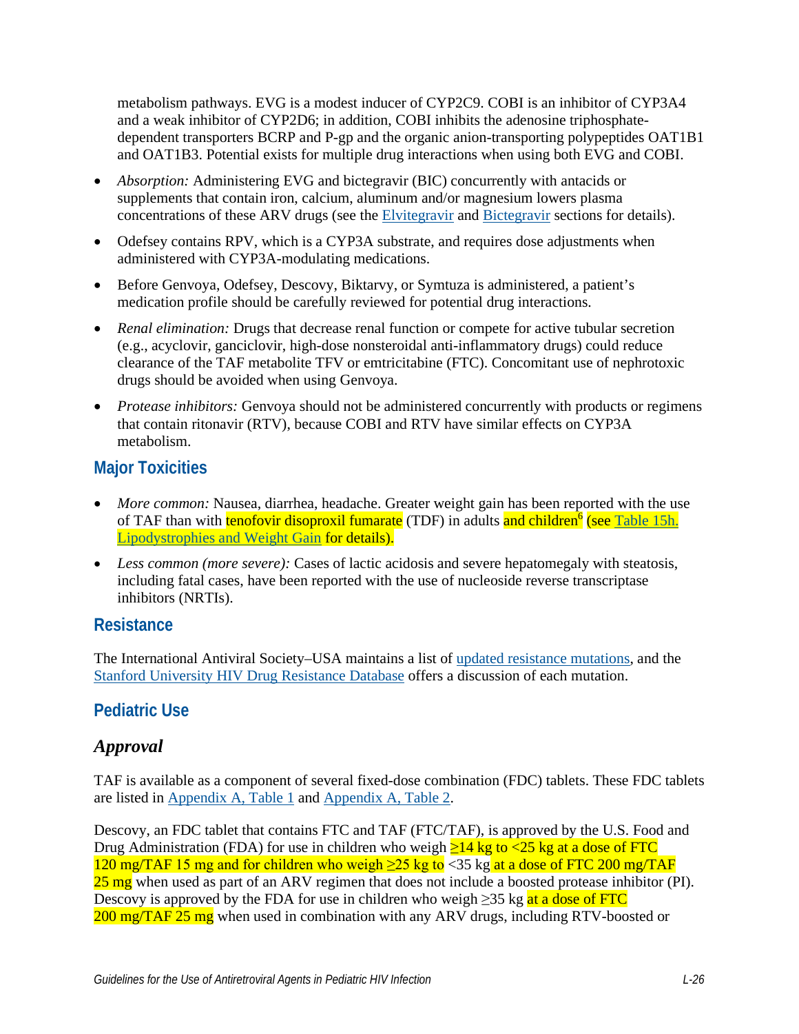metabolism pathways. EVG is a modest inducer of CYP2C9. COBI is an inhibitor of CYP3A4 and a weak inhibitor of CYP2D6; in addition, COBI inhibits the adenosine triphosphate-dependent transporters BCRP and P-gp and the organic anion-transporting polypeptides OAT1B1 and OAT1B3. Potential exists for multiple drug interactions when using both EVG and COBI.

- *Absorption:* Administering EVG and bictegravir (BIC) concurrently with antacids or supplements that contain iron, calcium, aluminum and/or magnesium lowers plasma concentrations of these ARV drugs (see the Elvitegravir and Bictegravir sections for details).
- Odefsey contains RPV, which is a CYP3A substrate, and requires dose adjustments when administered with CYP3A-modulating medications.
- Before Genvoya, Odefsey, Descovy, Biktarvy, or Symtuza is administered, a patient's medication profile should be carefully reviewed for potential drug interactions.
- *Renal elimination:* Drugs that decrease renal function or compete for active tubular secretion (e.g., acyclovir, ganciclovir, high-dose nonsteroidal anti-inflammatory drugs) could reduce clearance of the TAF metabolite TFV or emtricitabine (FTC). Concomitant use of nephrotoxic drugs should be avoided when using Genvoya.
- *Protease inhibitors:* Genvoya should not be administered concurrently with products or regimens that contain ritonavir (RTV), because COBI and RTV have similar effects on CYP3A metabolism.

## Major Toxicities

- *More common:* Nausea, diarrhea, headache. Greater weight gain has been reported with the use of TAF than with tenofovir disoproxil fumarate (TDF) in adults and children[6] (see Table 15h. Lipodystrophies and Weight Gain for details).
- *Less common (more severe):* Cases of lactic acidosis and severe hepatomegaly with steatosis, including fatal cases, have been reported with the use of nucleoside reverse transcriptase inhibitors (NRTIs).

## Resistance

The International Antiviral Society–USA maintains a list of updated resistance mutations, and the Stanford University HIV Drug Resistance Database offers a discussion of each mutation.

## Pediatric Use

### *Approval*

TAF is available as a component of several fixed-dose combination (FDC) tablets. These FDC tablets are listed in Appendix A, Table 1 and Appendix A, Table 2.

Descovy, an FDC tablet that contains FTC and TAF (FTC/TAF), is approved by the U.S. Food and Drug Administration (FDA) for use in children who weigh ≥14 kg to <25 kg at a dose of FTC 120 mg/TAF 15 mg and for children who weigh ≥25 kg to <35 kg at a dose of FTC 200 mg/TAF 25 mg when used as part of an ARV regimen that does not include a boosted protease inhibitor (PI). Descovy is approved by the FDA for use in children who weigh ≥35 kg at a dose of FTC 200 mg/TAF 25 mg when used in combination with any ARV drugs, including RTV-boosted or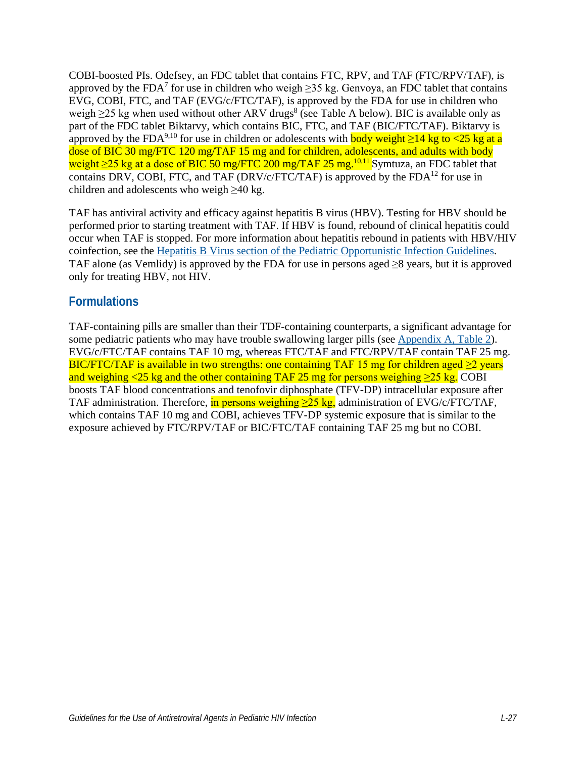COBI-boosted PIs. Odefsey, an FDC tablet that contains FTC, RPV, and TAF (FTC/RPV/TAF), is approved by the FDA[7] for use in children who weigh ≥35 kg. Genvoya, an FDC tablet that contains EVG, COBI, FTC, and TAF (EVG/c/FTC/TAF), is approved by the FDA for use in children who weigh ≥25 kg when used without other ARV drugs[8] (see Table A below). BIC is available only as part of the FDC tablet Biktarvy, which contains BIC, FTC, and TAF (BIC/FTC/TAF). Biktarvy is approved by the FDA[9,10] for use in children or adolescents with body weight ≥14 kg to <25 kg at a dose of BIC 30 mg/FTC 120 mg/TAF 15 mg and for children, adolescents, and adults with body weight ≥25 kg at a dose of BIC 50 mg/FTC 200 mg/TAF 25 mg.[10,11] Symtuza, an FDC tablet that contains DRV, COBI, FTC, and TAF (DRV/c/FTC/TAF) is approved by the FDA[12] for use in children and adolescents who weigh ≥40 kg.

TAF has antiviral activity and efficacy against hepatitis B virus (HBV). Testing for HBV should be performed prior to starting treatment with TAF. If HBV is found, rebound of clinical hepatitis could occur when TAF is stopped. For more information about hepatitis rebound in patients with HBV/HIV coinfection, see the Hepatitis B Virus section of the Pediatric Opportunistic Infection Guidelines. TAF alone (as Vemlidy) is approved by the FDA for use in persons aged ≥8 years, but it is approved only for treating HBV, not HIV.

## Formulations

TAF-containing pills are smaller than their TDF-containing counterparts, a significant advantage for some pediatric patients who may have trouble swallowing larger pills (see Appendix A, Table 2). EVG/c/FTC/TAF contains TAF 10 mg, whereas FTC/TAF and FTC/RPV/TAF contain TAF 25 mg. BIC/FTC/TAF is available in two strengths: one containing TAF 15 mg for children aged ≥2 years and weighing <25 kg and the other containing TAF 25 mg for persons weighing ≥25 kg. COBI boosts TAF blood concentrations and tenofovir diphosphate (TFV-DP) intracellular exposure after TAF administration. Therefore, in persons weighing ≥25 kg, administration of EVG/c/FTC/TAF, which contains TAF 10 mg and COBI, achieves TFV-DP systemic exposure that is similar to the exposure achieved by FTC/RPV/TAF or BIC/FTC/TAF containing TAF 25 mg but no COBI.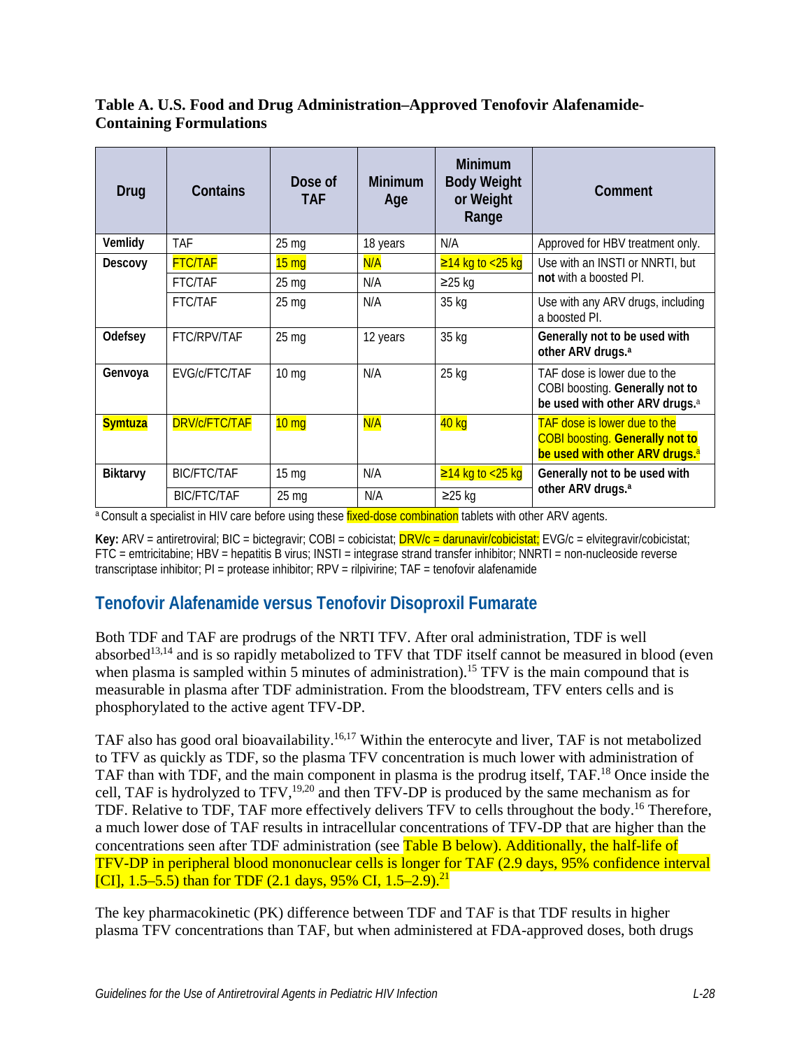**Table A. U.S. Food and Drug Administration–Approved Tenofovir Alafenamide-Containing Formulations**

| Drug | Contains | Dose of TAF | Minimum Age | Minimum Body Weight or Weight Range | Comment |
|---|---|---|---|---|---|
| **Vemlidy** | TAF | 25 mg | 18 years | N/A | Approved for HBV treatment only. |
| **Descovy** | FTC/TAF | 15 mg | N/A | ≥14 kg to <25 kg | Use with an INSTI or NNRTI, but **not** with a boosted PI. |
| | FTC/TAF | 25 mg | N/A | ≥25 kg | |
| | FTC/TAF | 25 mg | N/A | 35 kg | Use with any ARV drugs, including a boosted PI. |
| **Odefsey** | FTC/RPV/TAF | 25 mg | 12 years | 35 kg | **Generally not to be used with other ARV drugs.**[a] |
| **Genvoya** | EVG/c/FTC/TAF | 10 mg | N/A | 25 kg | TAF dose is lower due to the COBI boosting. **Generally not to be used with other ARV drugs.**[a] |
| **Symtuza** | DRV/c/FTC/TAF | 10 mg | N/A | 40 kg | TAF dose is lower due to the COBI boosting. **Generally not to be used with other ARV drugs.**[a] |
| **Biktarvy** | BIC/FTC/TAF | 15 mg | N/A | ≥14 kg to <25 kg | **Generally not to be used with other ARV drugs.**[a] |
| | BIC/FTC/TAF | 25 mg | N/A | ≥25 kg | |

[a] Consult a specialist in HIV care before using these fixed-dose combination tablets with other ARV agents.

**Key:** ARV = antiretroviral; BIC = bictegravir; COBI = cobicistat; DRV/c = darunavir/cobicistat; EVG/c = elvitegravir/cobicistat; FTC = emtricitabine; HBV = hepatitis B virus; INSTI = integrase strand transfer inhibitor; NNRTI = non-nucleoside reverse transcriptase inhibitor; PI = protease inhibitor; RPV = rilpivirine; TAF = tenofovir alafenamide

## Tenofovir Alafenamide versus Tenofovir Disoproxil Fumarate

Both TDF and TAF are prodrugs of the NRTI TFV. After oral administration, TDF is well absorbed[13,14] and is so rapidly metabolized to TFV that TDF itself cannot be measured in blood (even when plasma is sampled within 5 minutes of administration).[15] TFV is the main compound that is measurable in plasma after TDF administration. From the bloodstream, TFV enters cells and is phosphorylated to the active agent TFV-DP.

TAF also has good oral bioavailability.[16,17] Within the enterocyte and liver, TAF is not metabolized to TFV as quickly as TDF, so the plasma TFV concentration is much lower with administration of TAF than with TDF, and the main component in plasma is the prodrug itself, TAF.[18] Once inside the cell, TAF is hydrolyzed to TFV,[19,20] and then TFV-DP is produced by the same mechanism as for TDF. Relative to TDF, TAF more effectively delivers TFV to cells throughout the body.[16] Therefore, a much lower dose of TAF results in intracellular concentrations of TFV-DP that are higher than the concentrations seen after TDF administration (see Table B below). Additionally, the half-life of TFV-DP in peripheral blood mononuclear cells is longer for TAF (2.9 days, 95% confidence interval [CI], 1.5–5.5) than for TDF (2.1 days, 95% CI, 1.5–2.9).[21]

The key pharmacokinetic (PK) difference between TDF and TAF is that TDF results in higher plasma TFV concentrations than TAF, but when administered at FDA-approved doses, both drugs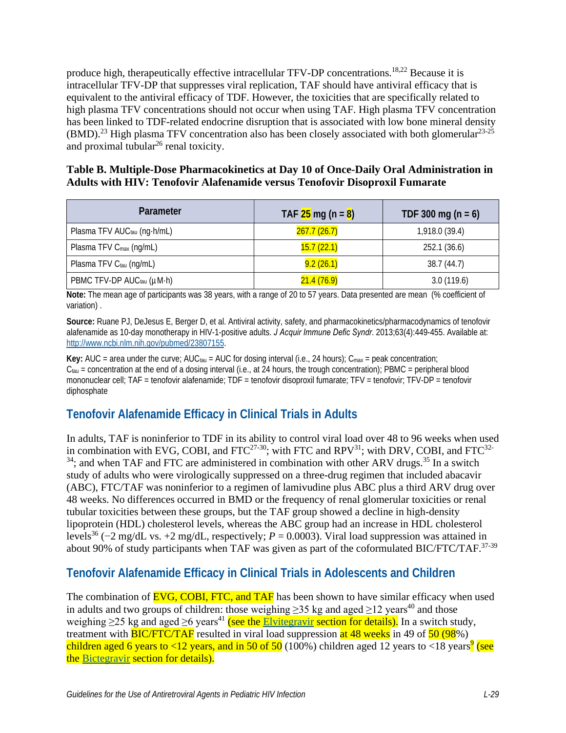produce high, therapeutically effective intracellular TFV-DP concentrations.[18,22] Because it is intracellular TFV-DP that suppresses viral replication, TAF should have antiviral efficacy that is equivalent to the antiviral efficacy of TDF. However, the toxicities that are specifically related to high plasma TFV concentrations should not occur when using TAF. High plasma TFV concentration has been linked to TDF-related endocrine disruption that is associated with low bone mineral density (BMD).[23] High plasma TFV concentration also has been closely associated with both glomerular[23-25] and proximal tubular[26] renal toxicity.

**Table B. Multiple-Dose Pharmacokinetics at Day 10 of Once-Daily Oral Administration in Adults with HIV: Tenofovir Alafenamide versus Tenofovir Disoproxil Fumarate**

| Parameter | TAF 25 mg (n = 8) | TDF 300 mg (n = 6) |
|---|---|---|
| Plasma TFV $AUC_{tau}$ (ng·h/mL) | 267.7 (26.7) | 1,918.0 (39.4) |
| Plasma TFV $C_{max}$ (ng/mL) | 15.7 (22.1) | 252.1 (36.6) |
| Plasma TFV $C_{tau}$ (ng/mL) | 9.2 (26.1) | 38.7 (44.7) |
| PBMC TFV-DP $AUC_{tau}$ (µM·h) | 21.4 (76.9) | 3.0 (119.6) |

**Note:** The mean age of participants was 38 years, with a range of 20 to 57 years. Data presented are mean (% coefficient of variation) .

**Source:** Ruane PJ, DeJesus E, Berger D, et al. Antiviral activity, safety, and pharmacokinetics/pharmacodynamics of tenofovir alafenamide as 10-day monotherapy in HIV-1-positive adults. *J Acquir Immune Defic Syndr*. 2013;63(4):449-455. Available at: http://www.ncbi.nlm.nih.gov/pubmed/23807155.

**Key:** AUC = area under the curve; $AUC_{tau}$ = AUC for dosing interval (i.e., 24 hours); $C_{max}$ = peak concentration; $C_{tau}$ = concentration at the end of a dosing interval (i.e., at 24 hours, the trough concentration); PBMC = peripheral blood mononuclear cell; TAF = tenofovir alafenamide; TDF = tenofovir disoproxil fumarate; TFV = tenofovir; TFV-DP = tenofovir diphosphate

## Tenofovir Alafenamide Efficacy in Clinical Trials in Adults

In adults, TAF is noninferior to TDF in its ability to control viral load over 48 to 96 weeks when used in combination with EVG, COBI, and FTC[27-30]; with FTC and RPV[31]; with DRV, COBI, and FTC[32-34]; and when TAF and FTC are administered in combination with other ARV drugs.[35] In a switch study of adults who were virologically suppressed on a three-drug regimen that included abacavir (ABC), FTC/TAF was noninferior to a regimen of lamivudine plus ABC plus a third ARV drug over 48 weeks. No differences occurred in BMD or the frequency of renal glomerular toxicities or renal tubular toxicities between these groups, but the TAF group showed a decline in high-density lipoprotein (HDL) cholesterol levels, whereas the ABC group had an increase in HDL cholesterol levels[36] (−2 mg/dL vs. +2 mg/dL, respectively; $P = 0.0003$). Viral load suppression was attained in about 90% of study participants when TAF was given as part of the coformulated BIC/FTC/TAF.[37-39]

## Tenofovir Alafenamide Efficacy in Clinical Trials in Adolescents and Children

The combination of EVG, COBI, FTC, and TAF has been shown to have similar efficacy when used in adults and two groups of children: those weighing ≥35 kg and aged ≥12 years[40] and those weighing ≥25 kg and aged ≥6 years[41] (see the Elvitegravir section for details). In a switch study, treatment with BIC/FTC/TAF resulted in viral load suppression at 48 weeks in 49 of 50 (98%) children aged 6 years to <12 years, and in 50 of 50 (100%) children aged 12 years to <18 years[9] (see the Bictegravir section for details).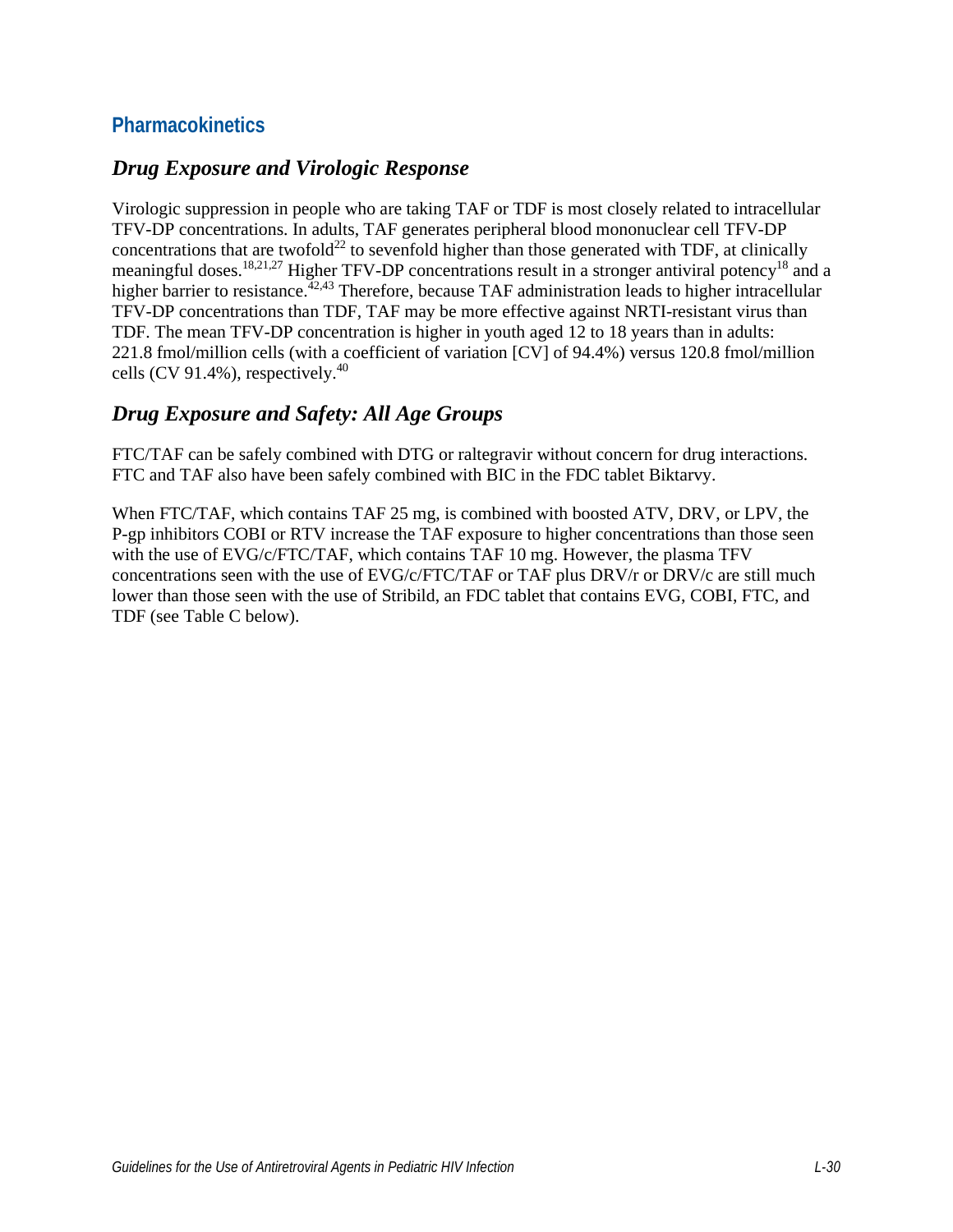## Pharmacokinetics

### *Drug Exposure and Virologic Response*

Virologic suppression in people who are taking TAF or TDF is most closely related to intracellular TFV-DP concentrations. In adults, TAF generates peripheral blood mononuclear cell TFV-DP concentrations that are twofold[22] to sevenfold higher than those generated with TDF, at clinically meaningful doses.[18,21,27] Higher TFV-DP concentrations result in a stronger antiviral potency[18] and a higher barrier to resistance.[42,43] Therefore, because TAF administration leads to higher intracellular TFV-DP concentrations than TDF, TAF may be more effective against NRTI-resistant virus than TDF. The mean TFV-DP concentration is higher in youth aged 12 to 18 years than in adults: 221.8 fmol/million cells (with a coefficient of variation [CV] of 94.4%) versus 120.8 fmol/million cells (CV 91.4%), respectively.[40]

### *Drug Exposure and Safety: All Age Groups*

FTC/TAF can be safely combined with DTG or raltegravir without concern for drug interactions. FTC and TAF also have been safely combined with BIC in the FDC tablet Biktarvy.

When FTC/TAF, which contains TAF 25 mg, is combined with boosted ATV, DRV, or LPV, the P-gp inhibitors COBI or RTV increase the TAF exposure to higher concentrations than those seen with the use of EVG/c/FTC/TAF, which contains TAF 10 mg. However, the plasma TFV concentrations seen with the use of EVG/c/FTC/TAF or TAF plus DRV/r or DRV/c are still much lower than those seen with the use of Stribild, an FDC tablet that contains EVG, COBI, FTC, and TDF (see Table C below).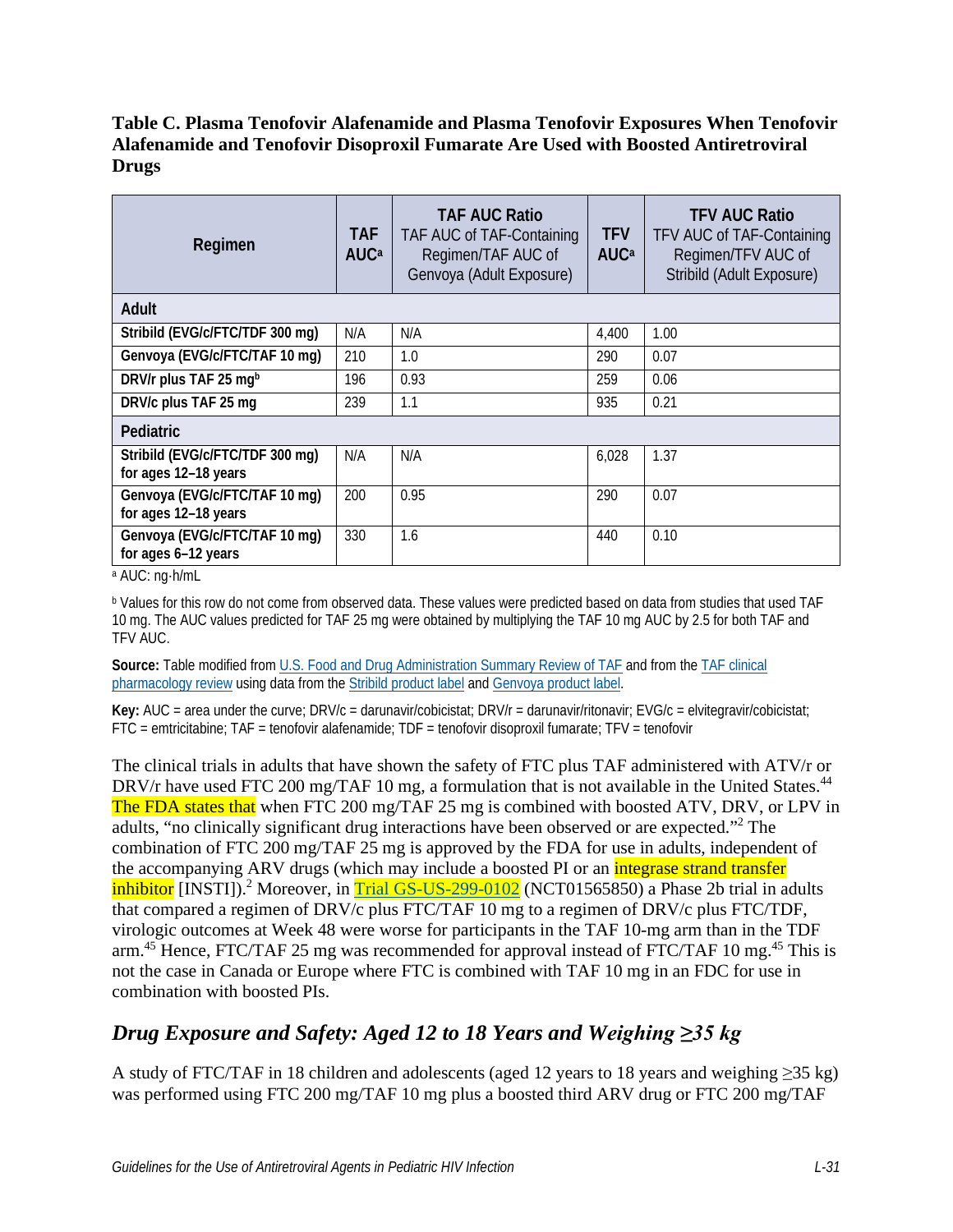**Table C. Plasma Tenofovir Alafenamide and Plasma Tenofovir Exposures When Tenofovir Alafenamide and Tenofovir Disoproxil Fumarate Are Used with Boosted Antiretroviral Drugs**

| Regimen | TAF AUC[a] | TAF AUC Ratio TAF AUC of TAF-Containing Regimen/TAF AUC of Genvoya (Adult Exposure) | TFV AUC[a] | TFV AUC Ratio TFV AUC of TAF-Containing Regimen/TFV AUC of Stribild (Adult Exposure) |
|---|---|---|---|---|
| **Adult** | | | | |
| **Stribild (EVG/c/FTC/TDF 300 mg)** | N/A | N/A | 4,400 | 1.00 |
| **Genvoya (EVG/c/FTC/TAF 10 mg)** | 210 | 1.0 | 290 | 0.07 |
| **DRV/r plus TAF 25 mg[b]** | 196 | 0.93 | 259 | 0.06 |
| **DRV/c plus TAF 25 mg** | 239 | 1.1 | 935 | 0.21 |
| **Pediatric** | | | | |
| **Stribild (EVG/c/FTC/TDF 300 mg) for ages 12–18 years** | N/A | N/A | 6,028 | 1.37 |
| **Genvoya (EVG/c/FTC/TAF 10 mg) for ages 12–18 years** | 200 | 0.95 | 290 | 0.07 |
| **Genvoya (EVG/c/FTC/TAF 10 mg) for ages 6–12 years** | 330 | 1.6 | 440 | 0.10 |

[a] AUC: ng·h/mL

[b] Values for this row do not come from observed data. These values were predicted based on data from studies that used TAF 10 mg. The AUC values predicted for TAF 25 mg were obtained by multiplying the TAF 10 mg AUC by 2.5 for both TAF and TFV AUC.

**Source:** Table modified from U.S. Food and Drug Administration Summary Review of TAF and from the TAF clinical pharmacology review using data from the Stribild product label and Genvoya product label.

**Key:** AUC = area under the curve; DRV/c = darunavir/cobicistat; DRV/r = darunavir/ritonavir; EVG/c = elvitegravir/cobicistat; FTC = emtricitabine; TAF = tenofovir alafenamide; TDF = tenofovir disoproxil fumarate; TFV = tenofovir

The clinical trials in adults that have shown the safety of FTC plus TAF administered with ATV/r or DRV/r have used FTC 200 mg/TAF 10 mg, a formulation that is not available in the United States.[44] The FDA states that when FTC 200 mg/TAF 25 mg is combined with boosted ATV, DRV, or LPV in adults, "no clinically significant drug interactions have been observed or are expected."[2] The combination of FTC 200 mg/TAF 25 mg is approved by the FDA for use in adults, independent of the accompanying ARV drugs (which may include a boosted PI or an integrase strand transfer inhibitor [INSTI]).[2] Moreover, in Trial GS-US-299-0102 (NCT01565850) a Phase 2b trial in adults that compared a regimen of DRV/c plus FTC/TAF 10 mg to a regimen of DRV/c plus FTC/TDF, virologic outcomes at Week 48 were worse for participants in the TAF 10-mg arm than in the TDF arm.[45] Hence, FTC/TAF 25 mg was recommended for approval instead of FTC/TAF 10 mg.[45] This is not the case in Canada or Europe where FTC is combined with TAF 10 mg in an FDC for use in combination with boosted PIs.

## *Drug Exposure and Safety: Aged 12 to 18 Years and Weighing ≥35 kg*

A study of FTC/TAF in 18 children and adolescents (aged 12 years to 18 years and weighing ≥35 kg) was performed using FTC 200 mg/TAF 10 mg plus a boosted third ARV drug or FTC 200 mg/TAF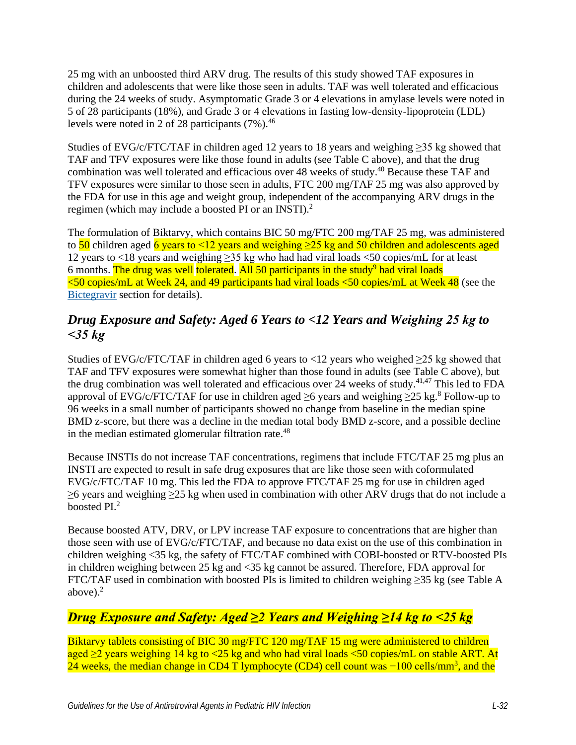25 mg with an unboosted third ARV drug. The results of this study showed TAF exposures in children and adolescents that were like those seen in adults. TAF was well tolerated and efficacious during the 24 weeks of study. Asymptomatic Grade 3 or 4 elevations in amylase levels were noted in 5 of 28 participants (18%), and Grade 3 or 4 elevations in fasting low-density-lipoprotein (LDL) levels were noted in 2 of 28 participants (7%).[46]

Studies of EVG/c/FTC/TAF in children aged 12 years to 18 years and weighing ≥35 kg showed that TAF and TFV exposures were like those found in adults (see Table C above), and that the drug combination was well tolerated and efficacious over 48 weeks of study.[40] Because these TAF and TFV exposures were similar to those seen in adults, FTC 200 mg/TAF 25 mg was also approved by the FDA for use in this age and weight group, independent of the accompanying ARV drugs in the regimen (which may include a boosted PI or an INSTI).[2]

The formulation of Biktarvy, which contains BIC 50 mg/FTC 200 mg/TAF 25 mg, was administered to 50 children aged 6 years to <12 years and weighing ≥25 kg and 50 children and adolescents aged 12 years to <18 years and weighing ≥35 kg who had had viral loads <50 copies/mL for at least 6 months. The drug was well tolerated. All 50 participants in the study[9] had viral loads <50 copies/mL at Week 24, and 49 participants had viral loads <50 copies/mL at Week 48 (see the Bictegravir section for details).

### *Drug Exposure and Safety: Aged 6 Years to <12 Years and Weighing 25 kg to <35 kg*

Studies of EVG/c/FTC/TAF in children aged 6 years to <12 years who weighed ≥25 kg showed that TAF and TFV exposures were somewhat higher than those found in adults (see Table C above), but the drug combination was well tolerated and efficacious over 24 weeks of study.[41,47] This led to FDA approval of EVG/c/FTC/TAF for use in children aged ≥6 years and weighing ≥25 kg.[8] Follow-up to 96 weeks in a small number of participants showed no change from baseline in the median spine BMD z-score, but there was a decline in the median total body BMD z-score, and a possible decline in the median estimated glomerular filtration rate.[48]

Because INSTIs do not increase TAF concentrations, regimens that include FTC/TAF 25 mg plus an INSTI are expected to result in safe drug exposures that are like those seen with coformulated EVG/c/FTC/TAF 10 mg. This led the FDA to approve FTC/TAF 25 mg for use in children aged ≥6 years and weighing ≥25 kg when used in combination with other ARV drugs that do not include a boosted PI.[2]

Because boosted ATV, DRV, or LPV increase TAF exposure to concentrations that are higher than those seen with use of EVG/c/FTC/TAF, and because no data exist on the use of this combination in children weighing <35 kg, the safety of FTC/TAF combined with COBI-boosted or RTV-boosted PIs in children weighing between 25 kg and <35 kg cannot be assured. Therefore, FDA approval for FTC/TAF used in combination with boosted PIs is limited to children weighing ≥35 kg (see Table A above).[2]

### *Drug Exposure and Safety: Aged ≥2 Years and Weighing ≥14 kg to <25 kg*

Biktarvy tablets consisting of BIC 30 mg/FTC 120 mg/TAF 15 mg were administered to children aged ≥2 years weighing 14 kg to <25 kg and who had viral loads <50 copies/mL on stable ART. At 24 weeks, the median change in CD4 T lymphocyte (CD4) cell count was −100 cells/mm$^3$, and the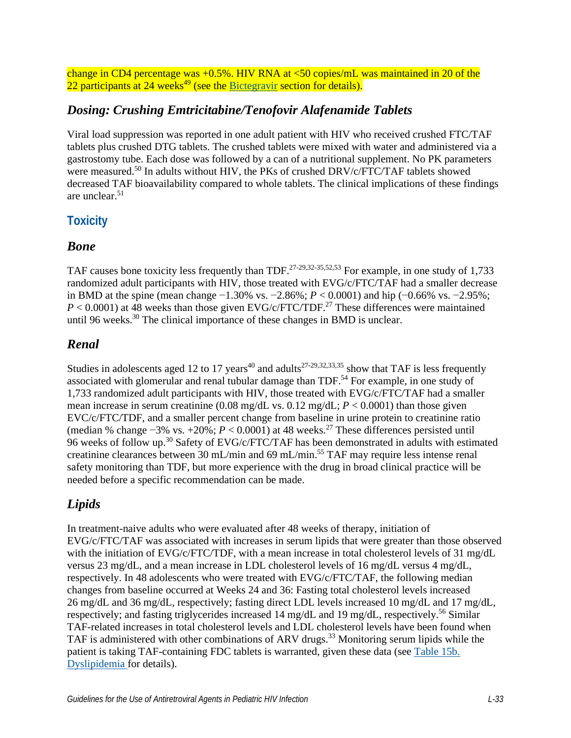change in CD4 percentage was +0.5%. HIV RNA at <50 copies/mL was maintained in 20 of the 22 participants at 24 weeks[49] (see the Bictegravir section for details).

### *Dosing: Crushing Emtricitabine/Tenofovir Alafenamide Tablets*

Viral load suppression was reported in one adult patient with HIV who received crushed FTC/TAF tablets plus crushed DTG tablets. The crushed tablets were mixed with water and administered via a gastrostomy tube. Each dose was followed by a can of a nutritional supplement. No PK parameters were measured.[50] In adults without HIV, the PKs of crushed DRV/c/FTC/TAF tablets showed decreased TAF bioavailability compared to whole tablets. The clinical implications of these findings are unclear.[51]

## Toxicity

### *Bone*

TAF causes bone toxicity less frequently than TDF.[27-29,32-35,52,53] For example, in one study of 1,733 randomized adult participants with HIV, those treated with EVG/c/FTC/TAF had a smaller decrease in BMD at the spine (mean change −1.30% vs. −2.86%; $P < 0.0001$) and hip (−0.66% vs. −2.95%; $P < 0.0001$) at 48 weeks than those given EVG/c/FTC/TDF.[27] These differences were maintained until 96 weeks.[30] The clinical importance of these changes in BMD is unclear.

### *Renal*

Studies in adolescents aged 12 to 17 years[40] and adults[27-29,32,33,35] show that TAF is less frequently associated with glomerular and renal tubular damage than TDF.[54] For example, in one study of 1,733 randomized adult participants with HIV, those treated with EVG/c/FTC/TAF had a smaller mean increase in serum creatinine (0.08 mg/dL vs. 0.12 mg/dL; $P < 0.0001$) than those given EVC/c/FTC/TDF, and a smaller percent change from baseline in urine protein to creatinine ratio (median % change −3% vs. +20%; $P < 0.0001$) at 48 weeks.[27] These differences persisted until 96 weeks of follow up.[30] Safety of EVG/c/FTC/TAF has been demonstrated in adults with estimated creatinine clearances between 30 mL/min and 69 mL/min.[55] TAF may require less intense renal safety monitoring than TDF, but more experience with the drug in broad clinical practice will be needed before a specific recommendation can be made.

### *Lipids*

In treatment-naive adults who were evaluated after 48 weeks of therapy, initiation of EVG/c/FTC/TAF was associated with increases in serum lipids that were greater than those observed with the initiation of EVG/c/FTC/TDF, with a mean increase in total cholesterol levels of 31 mg/dL versus 23 mg/dL, and a mean increase in LDL cholesterol levels of 16 mg/dL versus 4 mg/dL, respectively. In 48 adolescents who were treated with EVG/c/FTC/TAF, the following median changes from baseline occurred at Weeks 24 and 36: Fasting total cholesterol levels increased 26 mg/dL and 36 mg/dL, respectively; fasting direct LDL levels increased 10 mg/dL and 17 mg/dL, respectively; and fasting triglycerides increased 14 mg/dL and 19 mg/dL, respectively.[56] Similar TAF-related increases in total cholesterol levels and LDL cholesterol levels have been found when TAF is administered with other combinations of ARV drugs.[33] Monitoring serum lipids while the patient is taking TAF-containing FDC tablets is warranted, given these data (see Table 15b. Dyslipidemia for details).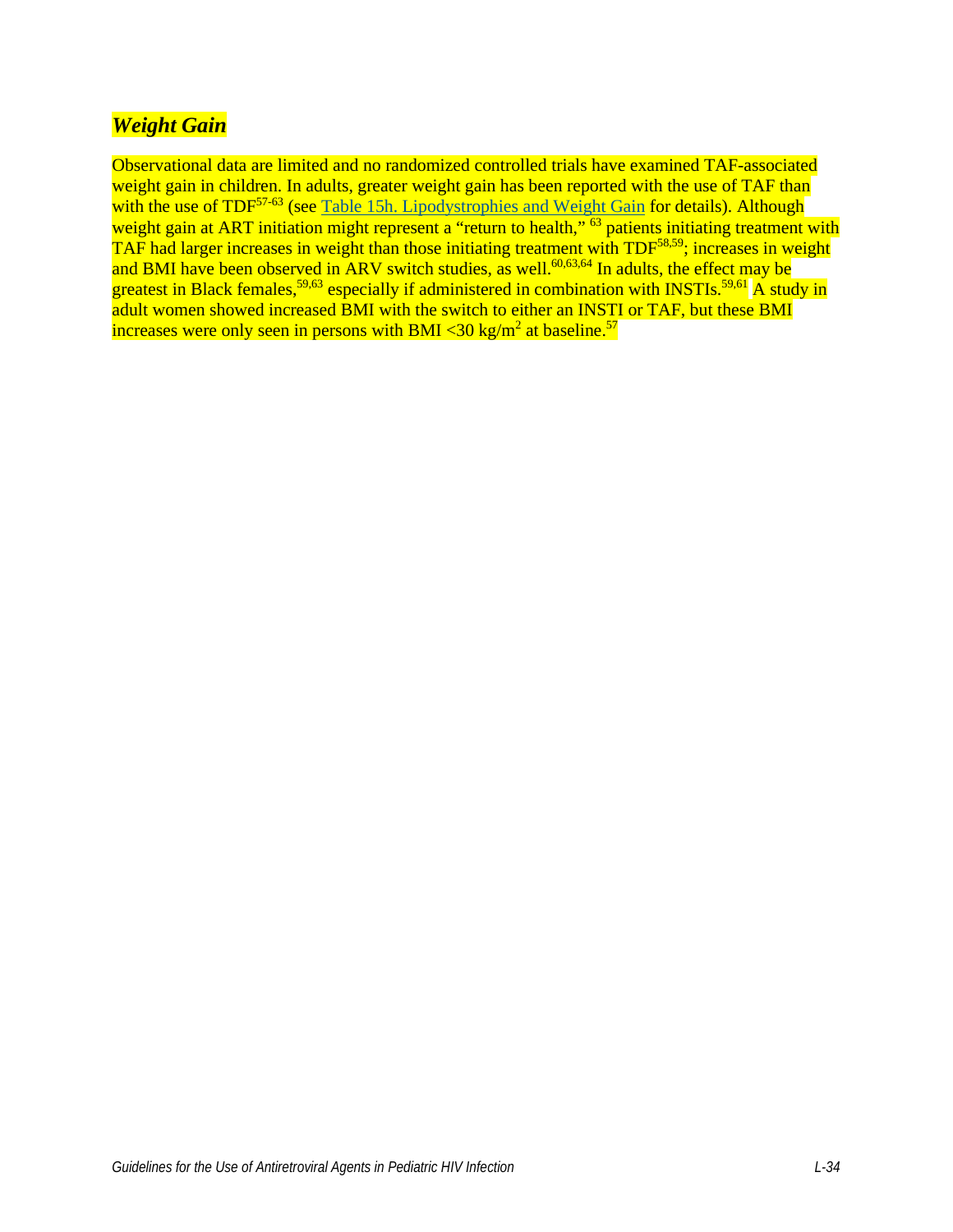### *Weight Gain*

Observational data are limited and no randomized controlled trials have examined TAF-associated weight gain in children. In adults, greater weight gain has been reported with the use of TAF than with the use of TDF[57-63] (see Table 15h. Lipodystrophies and Weight Gain for details). Although weight gain at ART initiation might represent a "return to health,"[63] patients initiating treatment with TAF had larger increases in weight than those initiating treatment with TDF[58,59]; increases in weight and BMI have been observed in ARV switch studies, as well.[60,63,64] In adults, the effect may be greatest in Black females,[59,63] especially if administered in combination with INSTIs.[59,61] A study in adult women showed increased BMI with the switch to either an INSTI or TAF, but these BMI increases were only seen in persons with BMI <30 kg/$m^2$ at baseline.[57]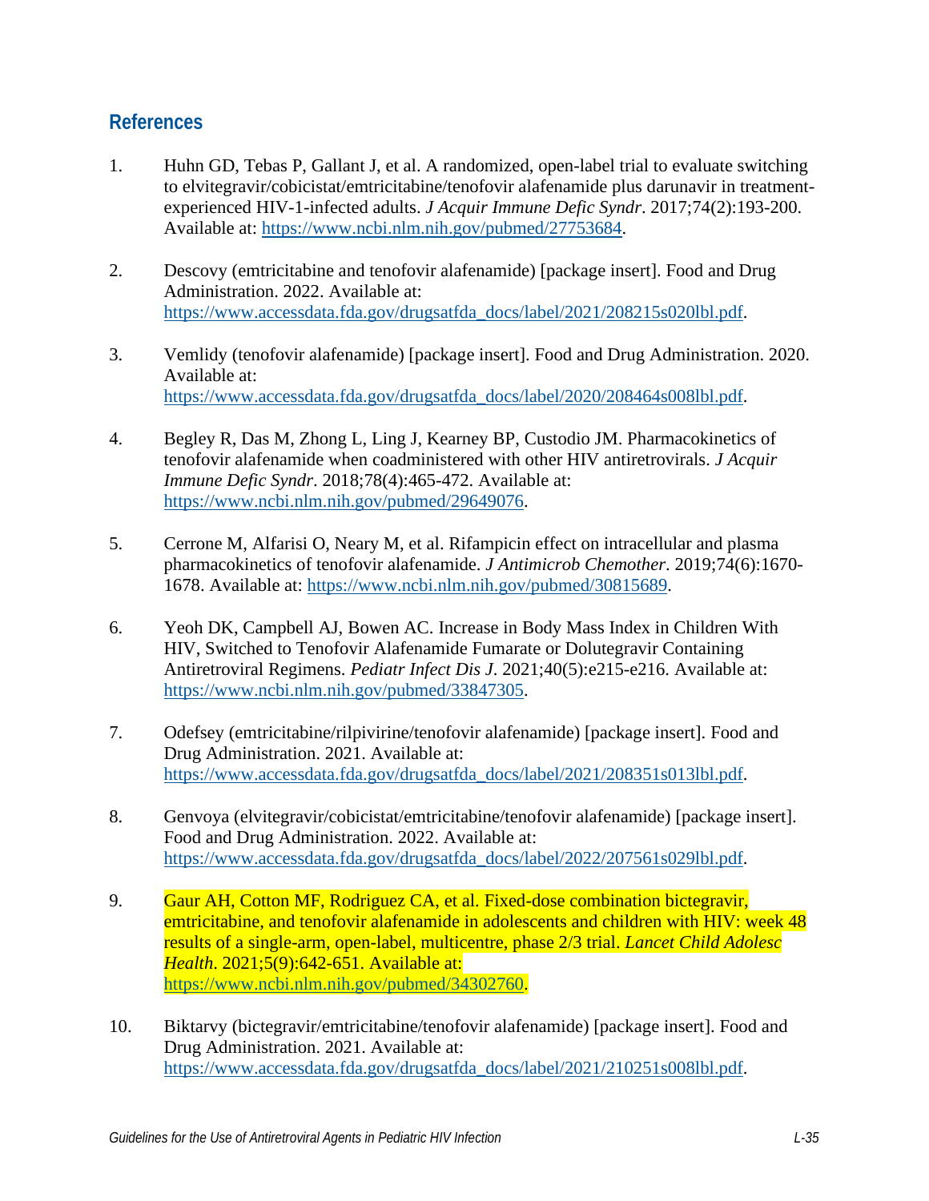## References

1. Huhn GD, Tebas P, Gallant J, et al. A randomized, open-label trial to evaluate switching to elvitegravir/cobicistat/emtricitabine/tenofovir alafenamide plus darunavir in treatment-experienced HIV-1-infected adults. *J Acquir Immune Defic Syndr*. 2017;74(2):193-200. Available at: https://www.ncbi.nlm.nih.gov/pubmed/27753684.

2. Descovy (emtricitabine and tenofovir alafenamide) [package insert]. Food and Drug Administration. 2022. Available at: https://www.accessdata.fda.gov/drugsatfda_docs/label/2021/208215s020lbl.pdf.

3. Vemlidy (tenofovir alafenamide) [package insert]. Food and Drug Administration. 2020. Available at: https://www.accessdata.fda.gov/drugsatfda_docs/label/2020/208464s008lbl.pdf.

4. Begley R, Das M, Zhong L, Ling J, Kearney BP, Custodio JM. Pharmacokinetics of tenofovir alafenamide when coadministered with other HIV antiretrovirals. *J Acquir Immune Defic Syndr*. 2018;78(4):465-472. Available at: https://www.ncbi.nlm.nih.gov/pubmed/29649076.

5. Cerrone M, Alfarisi O, Neary M, et al. Rifampicin effect on intracellular and plasma pharmacokinetics of tenofovir alafenamide. *J Antimicrob Chemother*. 2019;74(6):1670-1678. Available at: https://www.ncbi.nlm.nih.gov/pubmed/30815689.

6. Yeoh DK, Campbell AJ, Bowen AC. Increase in Body Mass Index in Children With HIV, Switched to Tenofovir Alafenamide Fumarate or Dolutegravir Containing Antiretroviral Regimens. *Pediatr Infect Dis J*. 2021;40(5):e215-e216. Available at: https://www.ncbi.nlm.nih.gov/pubmed/33847305.

7. Odefsey (emtricitabine/rilpivirine/tenofovir alafenamide) [package insert]. Food and Drug Administration. 2021. Available at: https://www.accessdata.fda.gov/drugsatfda_docs/label/2021/208351s013lbl.pdf.

8. Genvoya (elvitegravir/cobicistat/emtricitabine/tenofovir alafenamide) [package insert]. Food and Drug Administration. 2022. Available at: https://www.accessdata.fda.gov/drugsatfda_docs/label/2022/207561s029lbl.pdf.

9. Gaur AH, Cotton MF, Rodriguez CA, et al. Fixed-dose combination bictegravir, emtricitabine, and tenofovir alafenamide in adolescents and children with HIV: week 48 results of a single-arm, open-label, multicentre, phase 2/3 trial. *Lancet Child Adolesc Health*. 2021;5(9):642-651. Available at: https://www.ncbi.nlm.nih.gov/pubmed/34302760.

10. Biktarvy (bictegravir/emtricitabine/tenofovir alafenamide) [package insert]. Food and Drug Administration. 2021. Available at: https://www.accessdata.fda.gov/drugsatfda_docs/label/2021/210251s008lbl.pdf.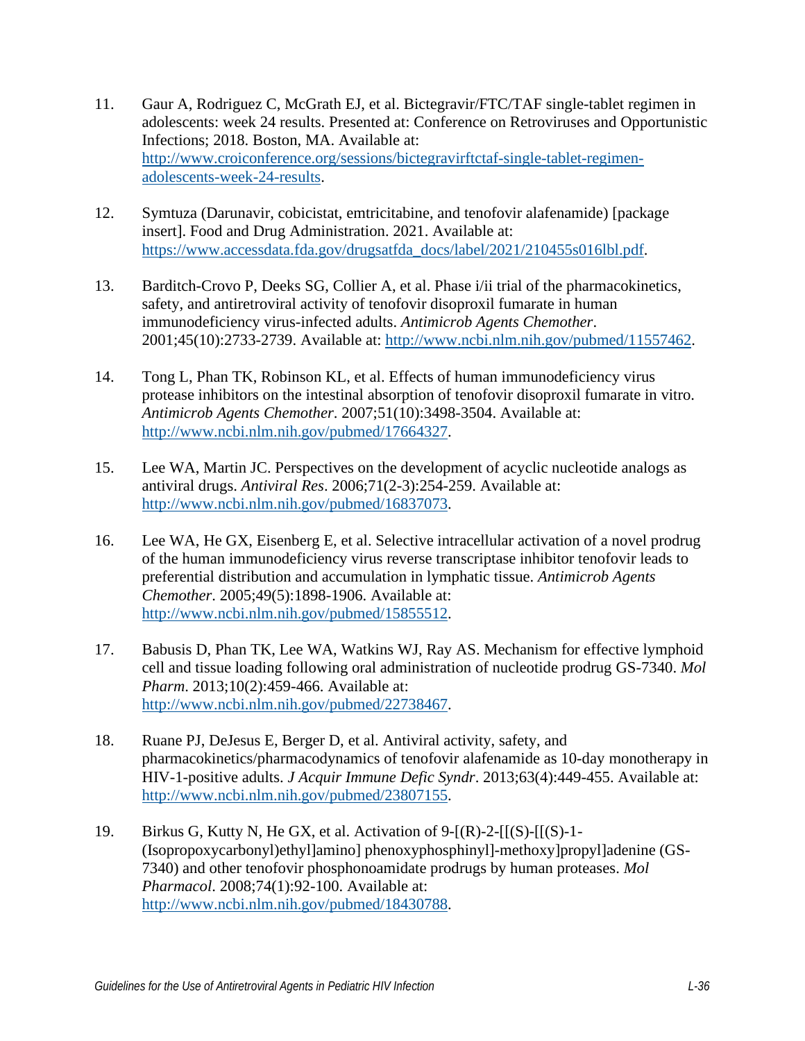11. Gaur A, Rodriguez C, McGrath EJ, et al. Bictegravir/FTC/TAF single-tablet regimen in adolescents: week 24 results. Presented at: Conference on Retroviruses and Opportunistic Infections; 2018. Boston, MA. Available at: http://www.croiconference.org/sessions/bictegravirftctaf-single-tablet-regimen-adolescents-week-24-results.

12. Symtuza (Darunavir, cobicistat, emtricitabine, and tenofovir alafenamide) [package insert]. Food and Drug Administration. 2021. Available at: https://www.accessdata.fda.gov/drugsatfda_docs/label/2021/210455s016lbl.pdf.

13. Barditch-Crovo P, Deeks SG, Collier A, et al. Phase i/ii trial of the pharmacokinetics, safety, and antiretroviral activity of tenofovir disoproxil fumarate in human immunodeficiency virus-infected adults. *Antimicrob Agents Chemother*. 2001;45(10):2733-2739. Available at: http://www.ncbi.nlm.nih.gov/pubmed/11557462.

14. Tong L, Phan TK, Robinson KL, et al. Effects of human immunodeficiency virus protease inhibitors on the intestinal absorption of tenofovir disoproxil fumarate in vitro. *Antimicrob Agents Chemother*. 2007;51(10):3498-3504. Available at: http://www.ncbi.nlm.nih.gov/pubmed/17664327.

15. Lee WA, Martin JC. Perspectives on the development of acyclic nucleotide analogs as antiviral drugs. *Antiviral Res*. 2006;71(2-3):254-259. Available at: http://www.ncbi.nlm.nih.gov/pubmed/16837073.

16. Lee WA, He GX, Eisenberg E, et al. Selective intracellular activation of a novel prodrug of the human immunodeficiency virus reverse transcriptase inhibitor tenofovir leads to preferential distribution and accumulation in lymphatic tissue. *Antimicrob Agents Chemother*. 2005;49(5):1898-1906. Available at: http://www.ncbi.nlm.nih.gov/pubmed/15855512.

17. Babusis D, Phan TK, Lee WA, Watkins WJ, Ray AS. Mechanism for effective lymphoid cell and tissue loading following oral administration of nucleotide prodrug GS-7340. *Mol Pharm*. 2013;10(2):459-466. Available at: http://www.ncbi.nlm.nih.gov/pubmed/22738467.

18. Ruane PJ, DeJesus E, Berger D, et al. Antiviral activity, safety, and pharmacokinetics/pharmacodynamics of tenofovir alafenamide as 10-day monotherapy in HIV-1-positive adults. *J Acquir Immune Defic Syndr*. 2013;63(4):449-455. Available at: http://www.ncbi.nlm.nih.gov/pubmed/23807155.

19. Birkus G, Kutty N, He GX, et al. Activation of 9-[(R)-2-[[(S)-[[(S)-1-(Isopropoxycarbonyl)ethyl]amino] phenoxyphosphinyl]-methoxy]propyl]adenine (GS-7340) and other tenofovir phosphonoamidate prodrugs by human proteases. *Mol Pharmacol*. 2008;74(1):92-100. Available at: http://www.ncbi.nlm.nih.gov/pubmed/18430788.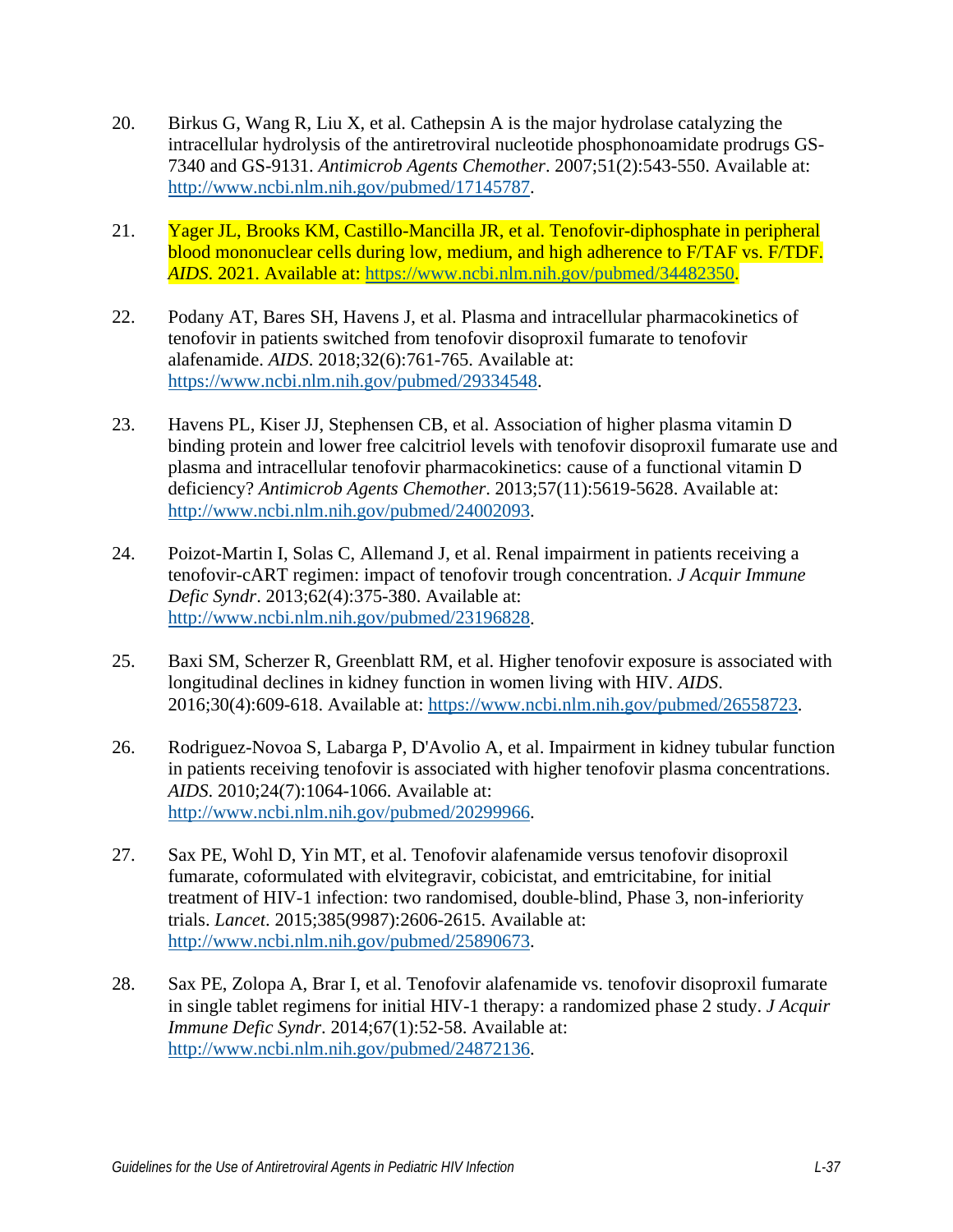20. Birkus G, Wang R, Liu X, et al. Cathepsin A is the major hydrolase catalyzing the intracellular hydrolysis of the antiretroviral nucleotide phosphonoamidate prodrugs GS-7340 and GS-9131. *Antimicrob Agents Chemother*. 2007;51(2):543-550. Available at: http://www.ncbi.nlm.nih.gov/pubmed/17145787.

21. Yager JL, Brooks KM, Castillo-Mancilla JR, et al. Tenofovir-diphosphate in peripheral blood mononuclear cells during low, medium, and high adherence to F/TAF vs. F/TDF. *AIDS*. 2021. Available at: https://www.ncbi.nlm.nih.gov/pubmed/34482350.

22. Podany AT, Bares SH, Havens J, et al. Plasma and intracellular pharmacokinetics of tenofovir in patients switched from tenofovir disoproxil fumarate to tenofovir alafenamide. *AIDS*. 2018;32(6):761-765. Available at: https://www.ncbi.nlm.nih.gov/pubmed/29334548.

23. Havens PL, Kiser JJ, Stephensen CB, et al. Association of higher plasma vitamin D binding protein and lower free calcitriol levels with tenofovir disoproxil fumarate use and plasma and intracellular tenofovir pharmacokinetics: cause of a functional vitamin D deficiency? *Antimicrob Agents Chemother*. 2013;57(11):5619-5628. Available at: http://www.ncbi.nlm.nih.gov/pubmed/24002093.

24. Poizot-Martin I, Solas C, Allemand J, et al. Renal impairment in patients receiving a tenofovir-cART regimen: impact of tenofovir trough concentration. *J Acquir Immune Defic Syndr*. 2013;62(4):375-380. Available at: http://www.ncbi.nlm.nih.gov/pubmed/23196828.

25. Baxi SM, Scherzer R, Greenblatt RM, et al. Higher tenofovir exposure is associated with longitudinal declines in kidney function in women living with HIV. *AIDS*. 2016;30(4):609-618. Available at: https://www.ncbi.nlm.nih.gov/pubmed/26558723.

26. Rodriguez-Novoa S, Labarga P, D'Avolio A, et al. Impairment in kidney tubular function in patients receiving tenofovir is associated with higher tenofovir plasma concentrations. *AIDS*. 2010;24(7):1064-1066. Available at: http://www.ncbi.nlm.nih.gov/pubmed/20299966.

27. Sax PE, Wohl D, Yin MT, et al. Tenofovir alafenamide versus tenofovir disoproxil fumarate, coformulated with elvitegravir, cobicistat, and emtricitabine, for initial treatment of HIV-1 infection: two randomised, double-blind, Phase 3, non-inferiority trials. *Lancet*. 2015;385(9987):2606-2615. Available at: http://www.ncbi.nlm.nih.gov/pubmed/25890673.

28. Sax PE, Zolopa A, Brar I, et al. Tenofovir alafenamide vs. tenofovir disoproxil fumarate in single tablet regimens for initial HIV-1 therapy: a randomized phase 2 study. *J Acquir Immune Defic Syndr*. 2014;67(1):52-58. Available at: http://www.ncbi.nlm.nih.gov/pubmed/24872136.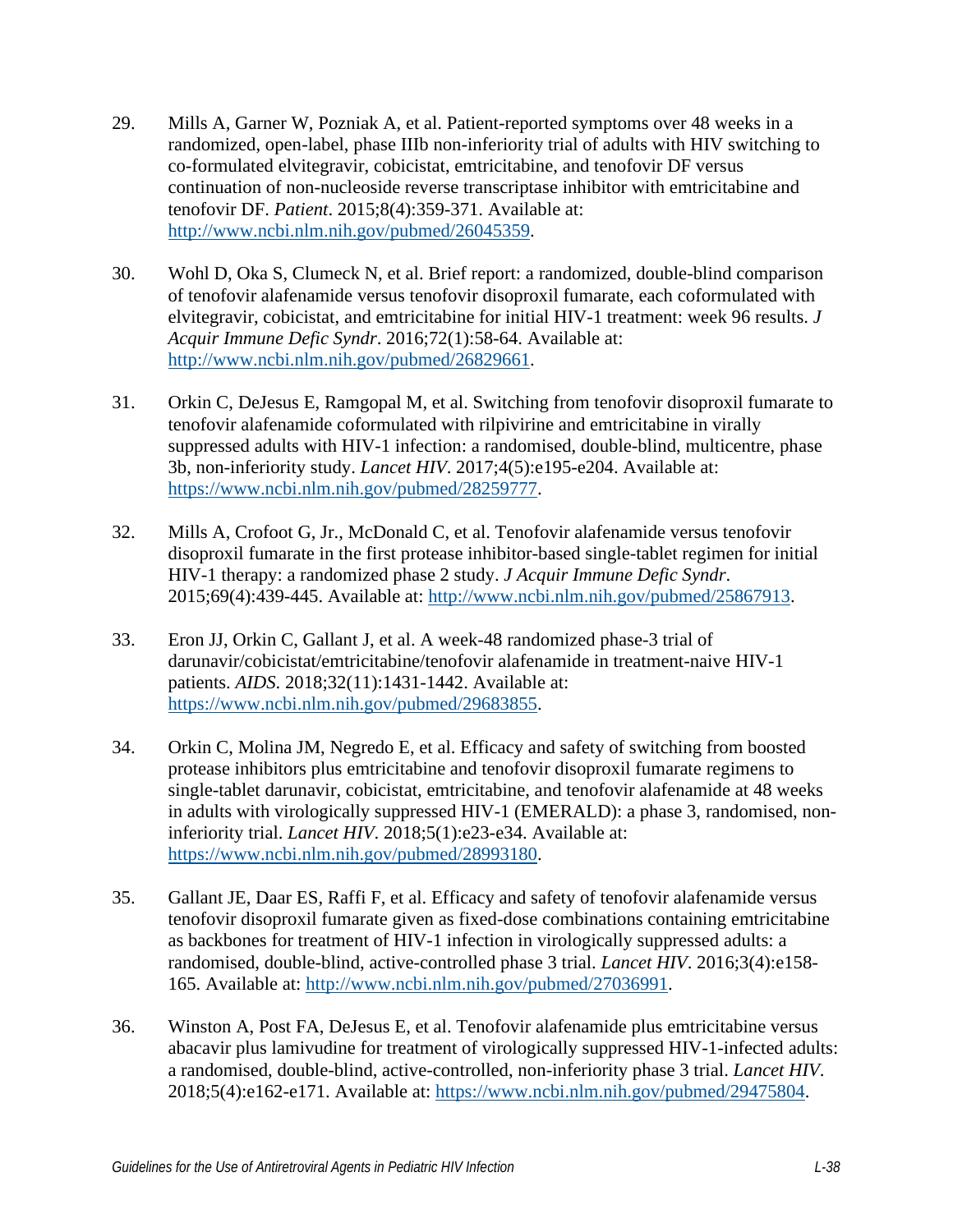29. Mills A, Garner W, Pozniak A, et al. Patient-reported symptoms over 48 weeks in a randomized, open-label, phase IIIb non-inferiority trial of adults with HIV switching to co-formulated elvitegravir, cobicistat, emtricitabine, and tenofovir DF versus continuation of non-nucleoside reverse transcriptase inhibitor with emtricitabine and tenofovir DF. *Patient*. 2015;8(4):359-371. Available at: http://www.ncbi.nlm.nih.gov/pubmed/26045359.

30. Wohl D, Oka S, Clumeck N, et al. Brief report: a randomized, double-blind comparison of tenofovir alafenamide versus tenofovir disoproxil fumarate, each coformulated with elvitegravir, cobicistat, and emtricitabine for initial HIV-1 treatment: week 96 results. *J Acquir Immune Defic Syndr*. 2016;72(1):58-64. Available at: http://www.ncbi.nlm.nih.gov/pubmed/26829661.

31. Orkin C, DeJesus E, Ramgopal M, et al. Switching from tenofovir disoproxil fumarate to tenofovir alafenamide coformulated with rilpivirine and emtricitabine in virally suppressed adults with HIV-1 infection: a randomised, double-blind, multicentre, phase 3b, non-inferiority study. *Lancet HIV*. 2017;4(5):e195-e204. Available at: https://www.ncbi.nlm.nih.gov/pubmed/28259777.

32. Mills A, Crofoot G, Jr., McDonald C, et al. Tenofovir alafenamide versus tenofovir disoproxil fumarate in the first protease inhibitor-based single-tablet regimen for initial HIV-1 therapy: a randomized phase 2 study. *J Acquir Immune Defic Syndr*. 2015;69(4):439-445. Available at: http://www.ncbi.nlm.nih.gov/pubmed/25867913.

33. Eron JJ, Orkin C, Gallant J, et al. A week-48 randomized phase-3 trial of darunavir/cobicistat/emtricitabine/tenofovir alafenamide in treatment-naive HIV-1 patients. *AIDS*. 2018;32(11):1431-1442. Available at: https://www.ncbi.nlm.nih.gov/pubmed/29683855.

34. Orkin C, Molina JM, Negredo E, et al. Efficacy and safety of switching from boosted protease inhibitors plus emtricitabine and tenofovir disoproxil fumarate regimens to single-tablet darunavir, cobicistat, emtricitabine, and tenofovir alafenamide at 48 weeks in adults with virologically suppressed HIV-1 (EMERALD): a phase 3, randomised, non-inferiority trial. *Lancet HIV*. 2018;5(1):e23-e34. Available at: https://www.ncbi.nlm.nih.gov/pubmed/28993180.

35. Gallant JE, Daar ES, Raffi F, et al. Efficacy and safety of tenofovir alafenamide versus tenofovir disoproxil fumarate given as fixed-dose combinations containing emtricitabine as backbones for treatment of HIV-1 infection in virologically suppressed adults: a randomised, double-blind, active-controlled phase 3 trial. *Lancet HIV*. 2016;3(4):e158-165. Available at: http://www.ncbi.nlm.nih.gov/pubmed/27036991.

36. Winston A, Post FA, DeJesus E, et al. Tenofovir alafenamide plus emtricitabine versus abacavir plus lamivudine for treatment of virologically suppressed HIV-1-infected adults: a randomised, double-blind, active-controlled, non-inferiority phase 3 trial. *Lancet HIV*. 2018;5(4):e162-e171. Available at: https://www.ncbi.nlm.nih.gov/pubmed/29475804.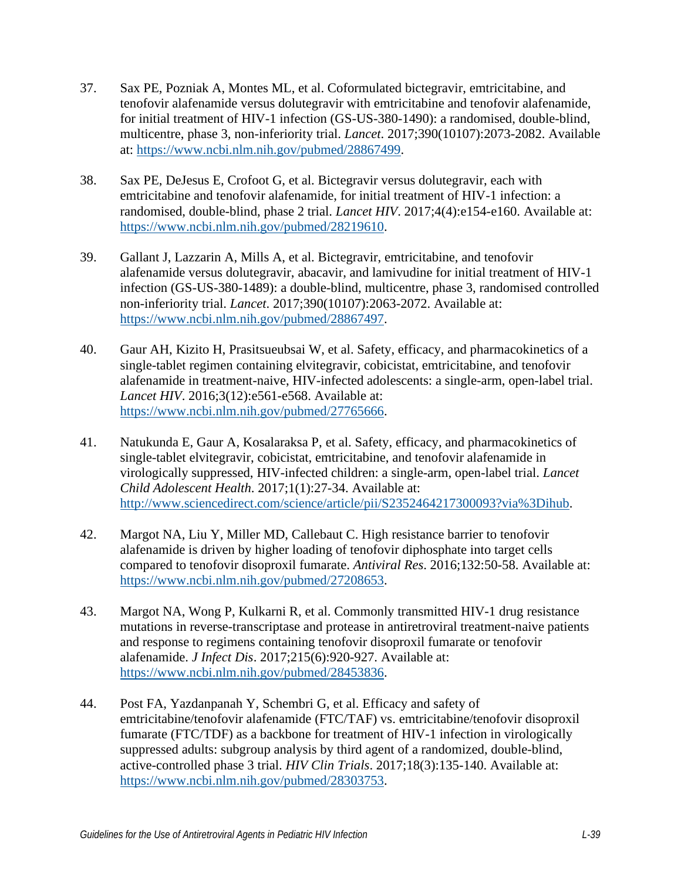37. Sax PE, Pozniak A, Montes ML, et al. Coformulated bictegravir, emtricitabine, and tenofovir alafenamide versus dolutegravir with emtricitabine and tenofovir alafenamide, for initial treatment of HIV-1 infection (GS-US-380-1490): a randomised, double-blind, multicentre, phase 3, non-inferiority trial. *Lancet*. 2017;390(10107):2073-2082. Available at: https://www.ncbi.nlm.nih.gov/pubmed/28867499.

38. Sax PE, DeJesus E, Crofoot G, et al. Bictegravir versus dolutegravir, each with emtricitabine and tenofovir alafenamide, for initial treatment of HIV-1 infection: a randomised, double-blind, phase 2 trial. *Lancet HIV*. 2017;4(4):e154-e160. Available at: https://www.ncbi.nlm.nih.gov/pubmed/28219610.

39. Gallant J, Lazzarin A, Mills A, et al. Bictegravir, emtricitabine, and tenofovir alafenamide versus dolutegravir, abacavir, and lamivudine for initial treatment of HIV-1 infection (GS-US-380-1489): a double-blind, multicentre, phase 3, randomised controlled non-inferiority trial. *Lancet*. 2017;390(10107):2063-2072. Available at: https://www.ncbi.nlm.nih.gov/pubmed/28867497.

40. Gaur AH, Kizito H, Prasitsueubsai W, et al. Safety, efficacy, and pharmacokinetics of a single-tablet regimen containing elvitegravir, cobicistat, emtricitabine, and tenofovir alafenamide in treatment-naive, HIV-infected adolescents: a single-arm, open-label trial. *Lancet HIV*. 2016;3(12):e561-e568. Available at: https://www.ncbi.nlm.nih.gov/pubmed/27765666.

41. Natukunda E, Gaur A, Kosalaraksa P, et al. Safety, efficacy, and pharmacokinetics of single-tablet elvitegravir, cobicistat, emtricitabine, and tenofovir alafenamide in virologically suppressed, HIV-infected children: a single-arm, open-label trial. *Lancet Child Adolescent Health*. 2017;1(1):27-34. Available at: http://www.sciencedirect.com/science/article/pii/S2352464217300093?via%3Dihub.

42. Margot NA, Liu Y, Miller MD, Callebaut C. High resistance barrier to tenofovir alafenamide is driven by higher loading of tenofovir diphosphate into target cells compared to tenofovir disoproxil fumarate. *Antiviral Res*. 2016;132:50-58. Available at: https://www.ncbi.nlm.nih.gov/pubmed/27208653.

43. Margot NA, Wong P, Kulkarni R, et al. Commonly transmitted HIV-1 drug resistance mutations in reverse-transcriptase and protease in antiretroviral treatment-naive patients and response to regimens containing tenofovir disoproxil fumarate or tenofovir alafenamide. *J Infect Dis*. 2017;215(6):920-927. Available at: https://www.ncbi.nlm.nih.gov/pubmed/28453836.

44. Post FA, Yazdanpanah Y, Schembri G, et al. Efficacy and safety of emtricitabine/tenofovir alafenamide (FTC/TAF) vs. emtricitabine/tenofovir disoproxil fumarate (FTC/TDF) as a backbone for treatment of HIV-1 infection in virologically suppressed adults: subgroup analysis by third agent of a randomized, double-blind, active-controlled phase 3 trial. *HIV Clin Trials*. 2017;18(3):135-140. Available at: https://www.ncbi.nlm.nih.gov/pubmed/28303753.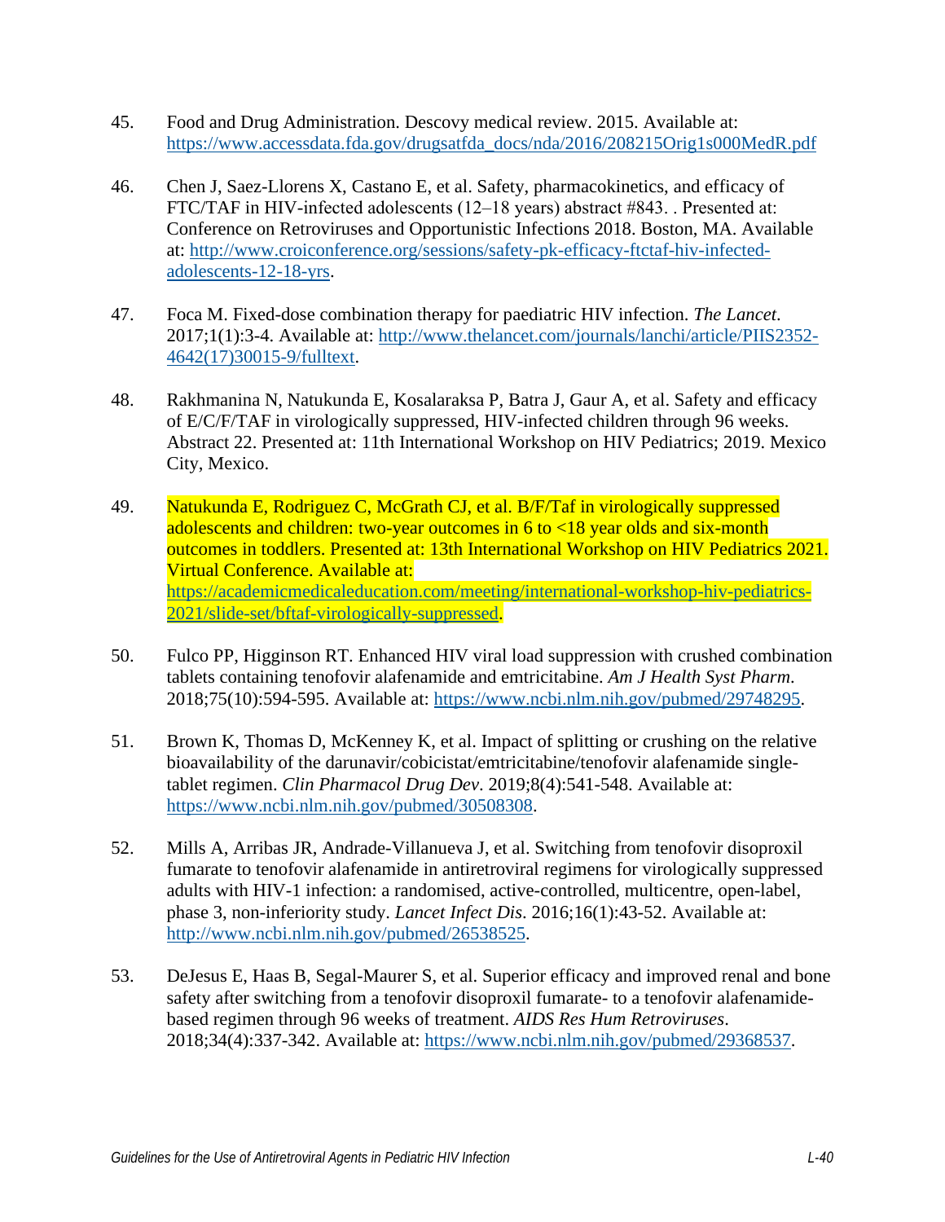45. Food and Drug Administration. Descovy medical review. 2015. Available at: https://www.accessdata.fda.gov/drugsatfda_docs/nda/2016/208215Orig1s000MedR.pdf

46. Chen J, Saez-Llorens X, Castano E, et al. Safety, pharmacokinetics, and efficacy of FTC/TAF in HIV-infected adolescents (12–18 years) abstract #843. . Presented at: Conference on Retroviruses and Opportunistic Infections 2018. Boston, MA. Available at: http://www.croiconference.org/sessions/safety-pk-efficacy-ftctaf-hiv-infected-adolescents-12-18-yrs.

47. Foca M. Fixed-dose combination therapy for paediatric HIV infection. *The Lancet*. 2017;1(1):3-4. Available at: http://www.thelancet.com/journals/lanchi/article/PIIS2352-4642(17)30015-9/fulltext.

48. Rakhmanina N, Natukunda E, Kosalaraksa P, Batra J, Gaur A, et al. Safety and efficacy of E/C/F/TAF in virologically suppressed, HIV-infected children through 96 weeks. Abstract 22. Presented at: 11th International Workshop on HIV Pediatrics; 2019. Mexico City, Mexico.

49. Natukunda E, Rodriguez C, McGrath CJ, et al. B/F/Taf in virologically suppressed adolescents and children: two-year outcomes in 6 to <18 year olds and six-month outcomes in toddlers. Presented at: 13th International Workshop on HIV Pediatrics 2021. Virtual Conference. Available at: https://academicmedicaleducation.com/meeting/international-workshop-hiv-pediatrics-2021/slide-set/bftaf-virologically-suppressed.

50. Fulco PP, Higginson RT. Enhanced HIV viral load suppression with crushed combination tablets containing tenofovir alafenamide and emtricitabine. *Am J Health Syst Pharm*. 2018;75(10):594-595. Available at: https://www.ncbi.nlm.nih.gov/pubmed/29748295.

51. Brown K, Thomas D, McKenney K, et al. Impact of splitting or crushing on the relative bioavailability of the darunavir/cobicistat/emtricitabine/tenofovir alafenamide single-tablet regimen. *Clin Pharmacol Drug Dev*. 2019;8(4):541-548. Available at: https://www.ncbi.nlm.nih.gov/pubmed/30508308.

52. Mills A, Arribas JR, Andrade-Villanueva J, et al. Switching from tenofovir disoproxil fumarate to tenofovir alafenamide in antiretroviral regimens for virologically suppressed adults with HIV-1 infection: a randomised, active-controlled, multicentre, open-label, phase 3, non-inferiority study. *Lancet Infect Dis*. 2016;16(1):43-52. Available at: http://www.ncbi.nlm.nih.gov/pubmed/26538525.

53. DeJesus E, Haas B, Segal-Maurer S, et al. Superior efficacy and improved renal and bone safety after switching from a tenofovir disoproxil fumarate- to a tenofovir alafenamide-based regimen through 96 weeks of treatment. *AIDS Res Hum Retroviruses*. 2018;34(4):337-342. Available at: https://www.ncbi.nlm.nih.gov/pubmed/29368537.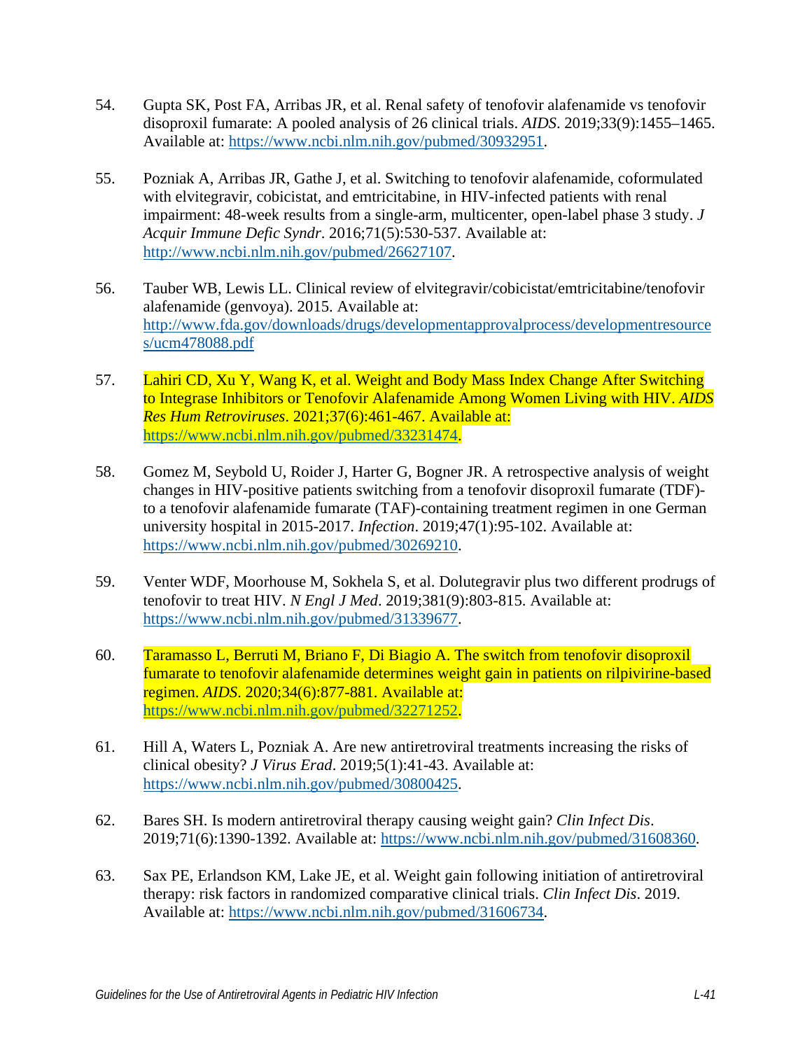54. Gupta SK, Post FA, Arribas JR, et al. Renal safety of tenofovir alafenamide vs tenofovir disoproxil fumarate: A pooled analysis of 26 clinical trials. *AIDS*. 2019;33(9):1455–1465. Available at: https://www.ncbi.nlm.nih.gov/pubmed/30932951.

55. Pozniak A, Arribas JR, Gathe J, et al. Switching to tenofovir alafenamide, coformulated with elvitegravir, cobicistat, and emtricitabine, in HIV-infected patients with renal impairment: 48-week results from a single-arm, multicenter, open-label phase 3 study. *J Acquir Immune Defic Syndr*. 2016;71(5):530-537. Available at: http://www.ncbi.nlm.nih.gov/pubmed/26627107.

56. Tauber WB, Lewis LL. Clinical review of elvitegravir/cobicistat/emtricitabine/tenofovir alafenamide (genvoya). 2015. Available at: http://www.fda.gov/downloads/drugs/developmentapprovalprocess/developmentresources/ucm478088.pdf

57. Lahiri CD, Xu Y, Wang K, et al. Weight and Body Mass Index Change After Switching to Integrase Inhibitors or Tenofovir Alafenamide Among Women Living with HIV. *AIDS Res Hum Retroviruses*. 2021;37(6):461-467. Available at: https://www.ncbi.nlm.nih.gov/pubmed/33231474.

58. Gomez M, Seybold U, Roider J, Harter G, Bogner JR. A retrospective analysis of weight changes in HIV-positive patients switching from a tenofovir disoproxil fumarate (TDF)- to a tenofovir alafenamide fumarate (TAF)-containing treatment regimen in one German university hospital in 2015-2017. *Infection*. 2019;47(1):95-102. Available at: https://www.ncbi.nlm.nih.gov/pubmed/30269210.

59. Venter WDF, Moorhouse M, Sokhela S, et al. Dolutegravir plus two different prodrugs of tenofovir to treat HIV. *N Engl J Med*. 2019;381(9):803-815. Available at: https://www.ncbi.nlm.nih.gov/pubmed/31339677.

60. Taramasso L, Berruti M, Briano F, Di Biagio A. The switch from tenofovir disoproxil fumarate to tenofovir alafenamide determines weight gain in patients on rilpivirine-based regimen. *AIDS*. 2020;34(6):877-881. Available at: https://www.ncbi.nlm.nih.gov/pubmed/32271252.

61. Hill A, Waters L, Pozniak A. Are new antiretroviral treatments increasing the risks of clinical obesity? *J Virus Erad*. 2019;5(1):41-43. Available at: https://www.ncbi.nlm.nih.gov/pubmed/30800425.

62. Bares SH. Is modern antiretroviral therapy causing weight gain? *Clin Infect Dis*. 2019;71(6):1390-1392. Available at: https://www.ncbi.nlm.nih.gov/pubmed/31608360.

63. Sax PE, Erlandson KM, Lake JE, et al. Weight gain following initiation of antiretroviral therapy: risk factors in randomized comparative clinical trials. *Clin Infect Dis*. 2019. Available at: https://www.ncbi.nlm.nih.gov/pubmed/31606734.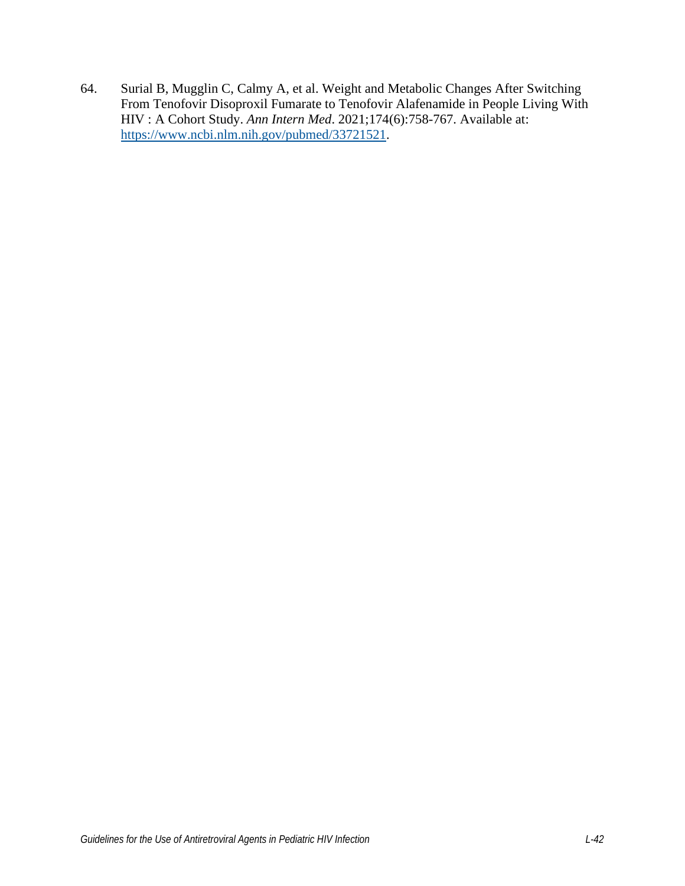64. Surial B, Mugglin C, Calmy A, et al. Weight and Metabolic Changes After Switching From Tenofovir Disoproxil Fumarate to Tenofovir Alafenamide in People Living With HIV : A Cohort Study. *Ann Intern Med*. 2021;174(6):758-767. Available at: https://www.ncbi.nlm.nih.gov/pubmed/33721521.